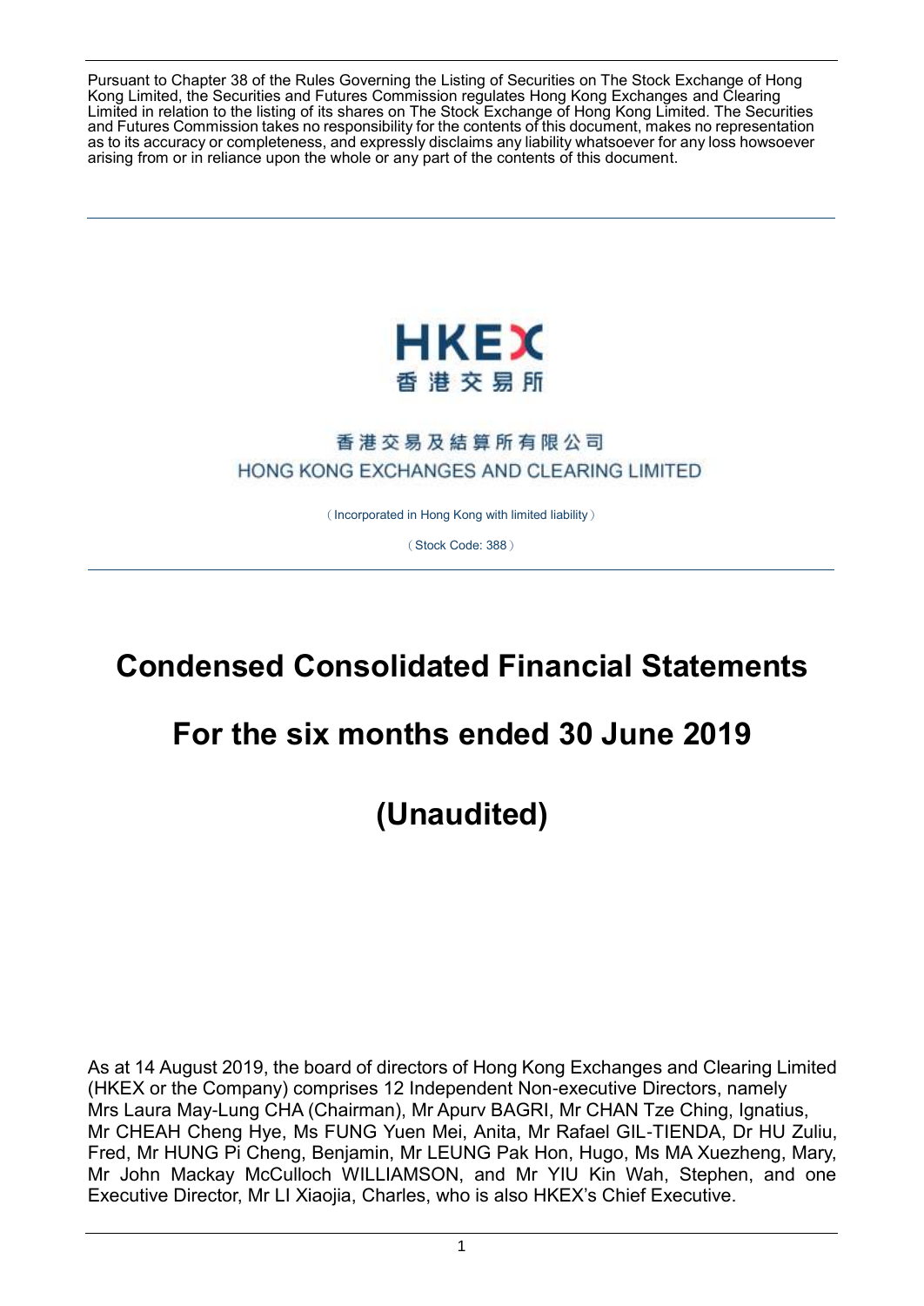Pursuant to Chapter 38 of the Rules Governing the Listing of Securities on The Stock Exchange of Hong Kong Limited, the Securities and Futures Commission regulates Hong Kong Exchanges and Clearing Limited in relation to the listing of its shares on The Stock Exchange of Hong Kong Limited. The Securities and Futures Commission takes no responsibility for the contents of this document, makes no representation as to its accuracy or completeness, and expressly disclaims any liability whatsoever for any loss howsoever arising from or in reliance upon the whole or any part of the contents of this document.

HKEX
香港交易所

香港交易及結算所有限公司
HONG KONG EXCHANGES AND CLEARING LIMITED

(Incorporated in Hong Kong with limited liability)

(Stock Code: 388)

# Condensed Consolidated Financial Statements

# For the six months ended 30 June 2019

# (Unaudited)

As at 14 August 2019, the board of directors of Hong Kong Exchanges and Clearing Limited (HKEX or the Company) comprises 12 Independent Non-executive Directors, namely Mrs Laura May-Lung CHA (Chairman), Mr Apurv BAGRI, Mr CHAN Tze Ching, Ignatius, Mr CHEAH Cheng Hye, Ms FUNG Yuen Mei, Anita, Mr Rafael GIL-TIENDA, Dr HU Zuliu, Fred, Mr HUNG Pi Cheng, Benjamin, Mr LEUNG Pak Hon, Hugo, Ms MA Xuezheng, Mary, Mr John Mackay McCulloch WILLIAMSON, and Mr YIU Kin Wah, Stephen, and one Executive Director, Mr LI Xiaojia, Charles, who is also HKEX's Chief Executive.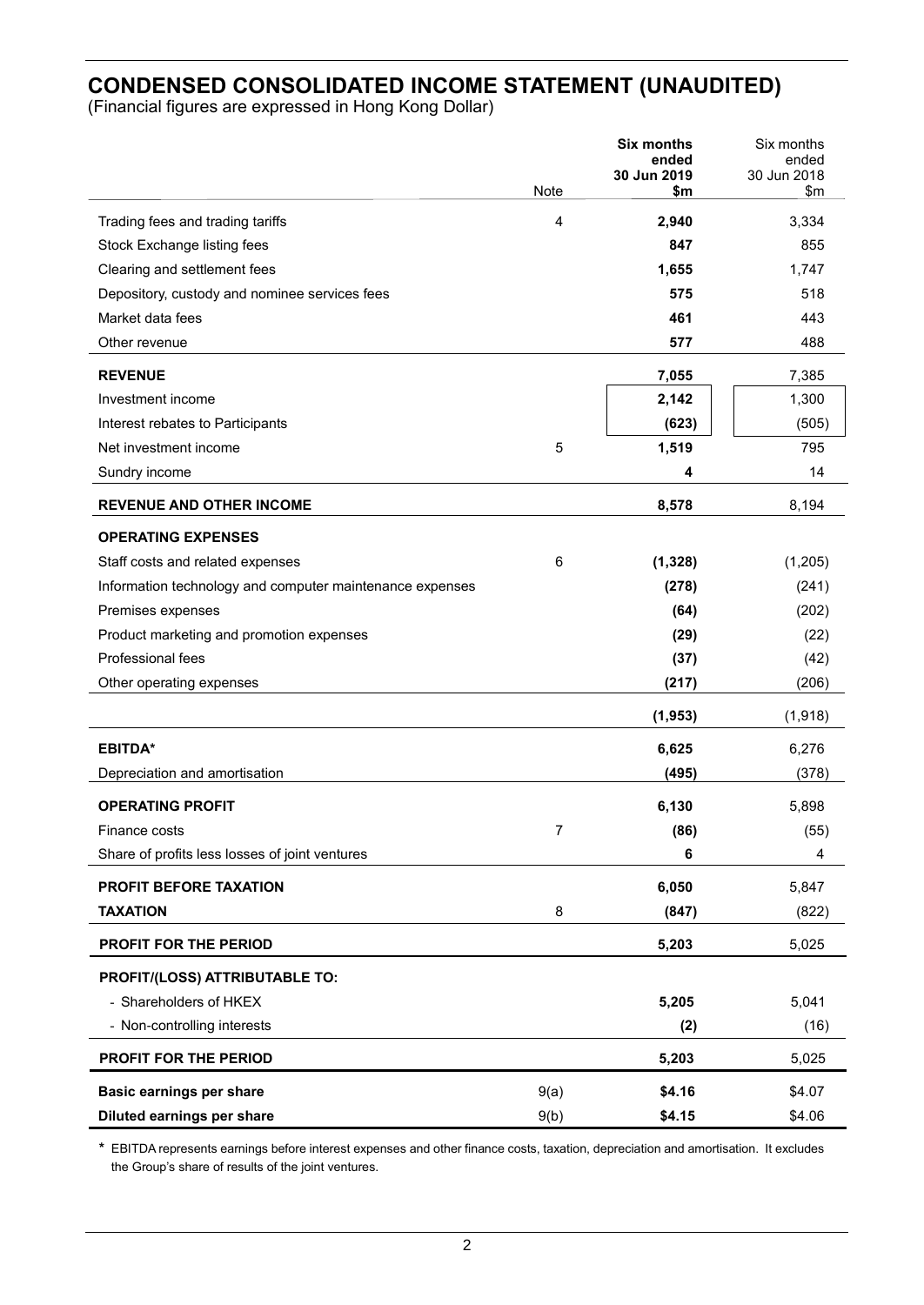# CONDENSED CONSOLIDATED INCOME STATEMENT (UNAUDITED)

(Financial figures are expressed in Hong Kong Dollar)

| | Note | **Six months ended 30 Jun 2019 $m** | Six months ended 30 Jun 2018 $m |
|---|---|---|---|
| Trading fees and trading tariffs | 4 | **2,940** | 3,334 |
| Stock Exchange listing fees | | **847** | 855 |
| Clearing and settlement fees | | **1,655** | 1,747 |
| Depository, custody and nominee services fees | | **575** | 518 |
| Market data fees | | **461** | 443 |
| Other revenue | | **577** | 488 |
| **REVENUE** | | **7,055** | 7,385 |
| Investment income | | **2,142** | 1,300 |
| Interest rebates to Participants | | **(623)** | (505) |
| Net investment income | 5 | **1,519** | 795 |
| Sundry income | | **4** | 14 |
| **REVENUE AND OTHER INCOME** | | **8,578** | 8,194 |
| **OPERATING EXPENSES** | | | |
| Staff costs and related expenses | 6 | **(1,328)** | (1,205) |
| Information technology and computer maintenance expenses | | **(278)** | (241) |
| Premises expenses | | **(64)** | (202) |
| Product marketing and promotion expenses | | **(29)** | (22) |
| Professional fees | | **(37)** | (42) |
| Other operating expenses | | **(217)** | (206) |
| | | **(1,953)** | (1,918) |
| **EBITDA*** | | **6,625** | 6,276 |
| Depreciation and amortisation | | **(495)** | (378) |
| **OPERATING PROFIT** | | **6,130** | 5,898 |
| Finance costs | 7 | **(86)** | (55) |
| Share of profits less losses of joint ventures | | **6** | 4 |
| **PROFIT BEFORE TAXATION** | | **6,050** | 5,847 |
| **TAXATION** | 8 | **(847)** | (822) |
| **PROFIT FOR THE PERIOD** | | **5,203** | 5,025 |
| **PROFIT/(LOSS) ATTRIBUTABLE TO:** | | | |
| - Shareholders of HKEX | | **5,205** | 5,041 |
| - Non-controlling interests | | **(2)** | (16) |
| **PROFIT FOR THE PERIOD** | | **5,203** | 5,025 |
| **Basic earnings per share** | 9(a) | **$4.16** | $4.07 |
| **Diluted earnings per share** | 9(b) | **$4.15** | $4.06 |

\* EBITDA represents earnings before interest expenses and other finance costs, taxation, depreciation and amortisation. It excludes the Group's share of results of the joint ventures.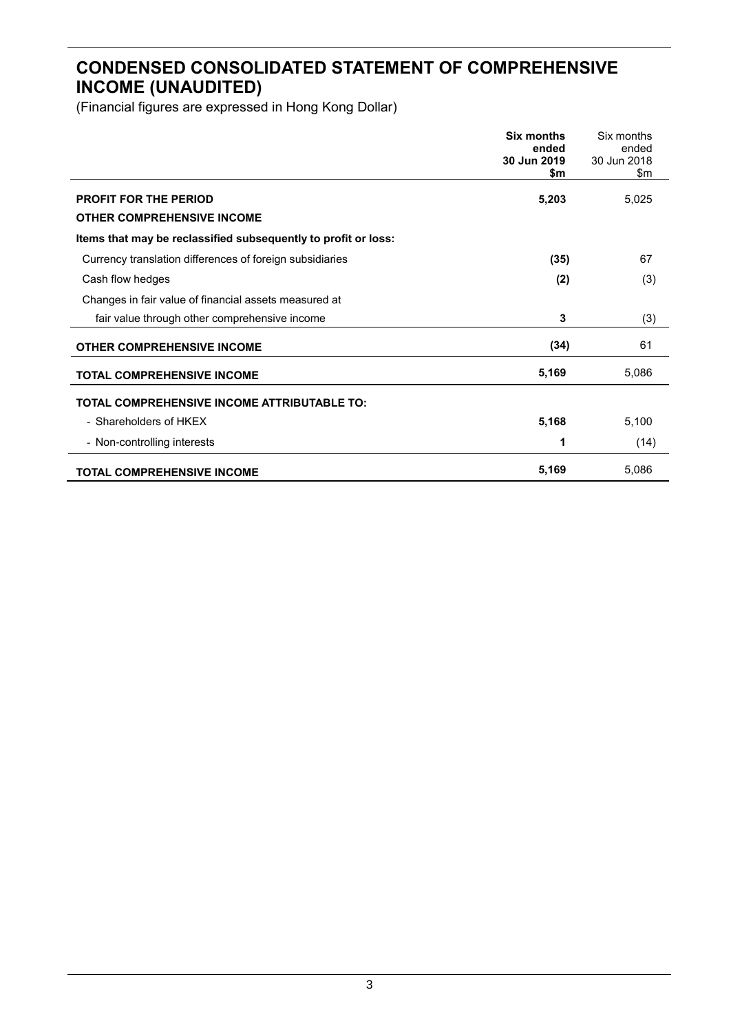# CONDENSED CONSOLIDATED STATEMENT OF COMPREHENSIVE INCOME (UNAUDITED)

(Financial figures are expressed in Hong Kong Dollar)

| | **Six months ended 30 Jun 2019 $m** | Six months ended 30 Jun 2018 $m |
|---|---|---|
| **PROFIT FOR THE PERIOD** | **5,203** | 5,025 |
| **OTHER COMPREHENSIVE INCOME** | | |
| **Items that may be reclassified subsequently to profit or loss:** | | |
| Currency translation differences of foreign subsidiaries | **(35)** | 67 |
| Cash flow hedges | **(2)** | (3) |
| Changes in fair value of financial assets measured at fair value through other comprehensive income | **3** | (3) |
| **OTHER COMPREHENSIVE INCOME** | **(34)** | 61 |
| **TOTAL COMPREHENSIVE INCOME** | **5,169** | 5,086 |
| **TOTAL COMPREHENSIVE INCOME ATTRIBUTABLE TO:** | | |
| - Shareholders of HKEX | **5,168** | 5,100 |
| - Non-controlling interests | **1** | (14) |
| **TOTAL COMPREHENSIVE INCOME** | **5,169** | 5,086 |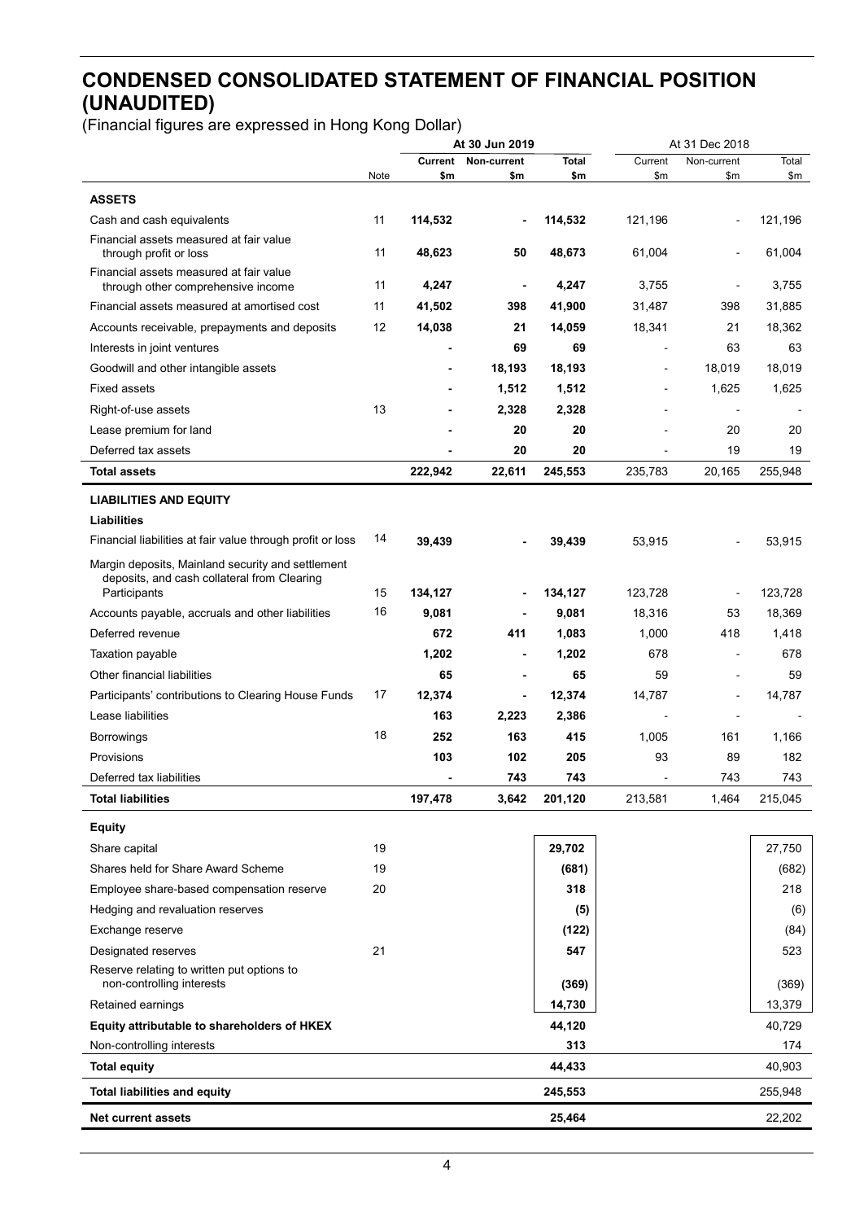# CONDENSED CONSOLIDATED STATEMENT OF FINANCIAL POSITION (UNAUDITED)

(Financial figures are expressed in Hong Kong Dollar)

| | Note | At 30 Jun 2019 Current $m | At 30 Jun 2019 Non-current $m | At 30 Jun 2019 Total $m | At 31 Dec 2018 Current $m | At 31 Dec 2018 Non-current $m | At 31 Dec 2018 Total $m |
|---|---|---|---|---|---|---|---|
| **ASSETS** | | | | | | | |
| Cash and cash equivalents | 11 | **114,532** | **-** | **114,532** | 121,196 | - | 121,196 |
| Financial assets measured at fair value through profit or loss | 11 | **48,623** | **50** | **48,673** | 61,004 | - | 61,004 |
| Financial assets measured at fair value through other comprehensive income | 11 | **4,247** | **-** | **4,247** | 3,755 | - | 3,755 |
| Financial assets measured at amortised cost | 11 | **41,502** | **398** | **41,900** | 31,487 | 398 | 31,885 |
| Accounts receivable, prepayments and deposits | 12 | **14,038** | **21** | **14,059** | 18,341 | 21 | 18,362 |
| Interests in joint ventures | | **-** | **69** | **69** | - | 63 | 63 |
| Goodwill and other intangible assets | | **-** | **18,193** | **18,193** | - | 18,019 | 18,019 |
| Fixed assets | | **-** | **1,512** | **1,512** | - | 1,625 | 1,625 |
| Right-of-use assets | 13 | **-** | **2,328** | **2,328** | - | - | - |
| Lease premium for land | | **-** | **20** | **20** | - | 20 | 20 |
| Deferred tax assets | | **-** | **20** | **20** | - | 19 | 19 |
| **Total assets** | | **222,942** | **22,611** | **245,553** | 235,783 | 20,165 | 255,948 |
| **LIABILITIES AND EQUITY** | | | | | | | |
| **Liabilities** | | | | | | | |
| Financial liabilities at fair value through profit or loss | 14 | **39,439** | **-** | **39,439** | 53,915 | - | 53,915 |
| Margin deposits, Mainland security and settlement deposits, and cash collateral from Clearing Participants | 15 | **134,127** | **-** | **134,127** | 123,728 | - | 123,728 |
| Accounts payable, accruals and other liabilities | 16 | **9,081** | **-** | **9,081** | 18,316 | 53 | 18,369 |
| Deferred revenue | | **672** | **411** | **1,083** | 1,000 | 418 | 1,418 |
| Taxation payable | | **1,202** | **-** | **1,202** | 678 | - | 678 |
| Other financial liabilities | | **65** | **-** | **65** | 59 | - | 59 |
| Participants' contributions to Clearing House Funds | 17 | **12,374** | **-** | **12,374** | 14,787 | - | 14,787 |
| Lease liabilities | | **163** | **2,223** | **2,386** | - | - | - |
| Borrowings | 18 | **252** | **163** | **415** | 1,005 | 161 | 1,166 |
| Provisions | | **103** | **102** | **205** | 93 | 89 | 182 |
| Deferred tax liabilities | | **-** | **743** | **743** | - | 743 | 743 |
| **Total liabilities** | | **197,478** | **3,642** | **201,120** | 213,581 | 1,464 | 215,045 |
| **Equity** | | | | | | | |
| Share capital | 19 | | | **29,702** | | | 27,750 |
| Shares held for Share Award Scheme | 19 | | | **(681)** | | | (682) |
| Employee share-based compensation reserve | 20 | | | **318** | | | 218 |
| Hedging and revaluation reserves | | | | **(5)** | | | (6) |
| Exchange reserve | | | | **(122)** | | | (84) |
| Designated reserves | 21 | | | **547** | | | 523 |
| Reserve relating to written put options to non-controlling interests | | | | **(369)** | | | (369) |
| Retained earnings | | | | **14,730** | | | 13,379 |
| **Equity attributable to shareholders of HKEX** | | | | **44,120** | | | 40,729 |
| Non-controlling interests | | | | **313** | | | 174 |
| **Total equity** | | | | **44,433** | | | 40,903 |
| **Total liabilities and equity** | | | | **245,553** | | | 255,948 |
| **Net current assets** | | | | **25,464** | | | 22,202 |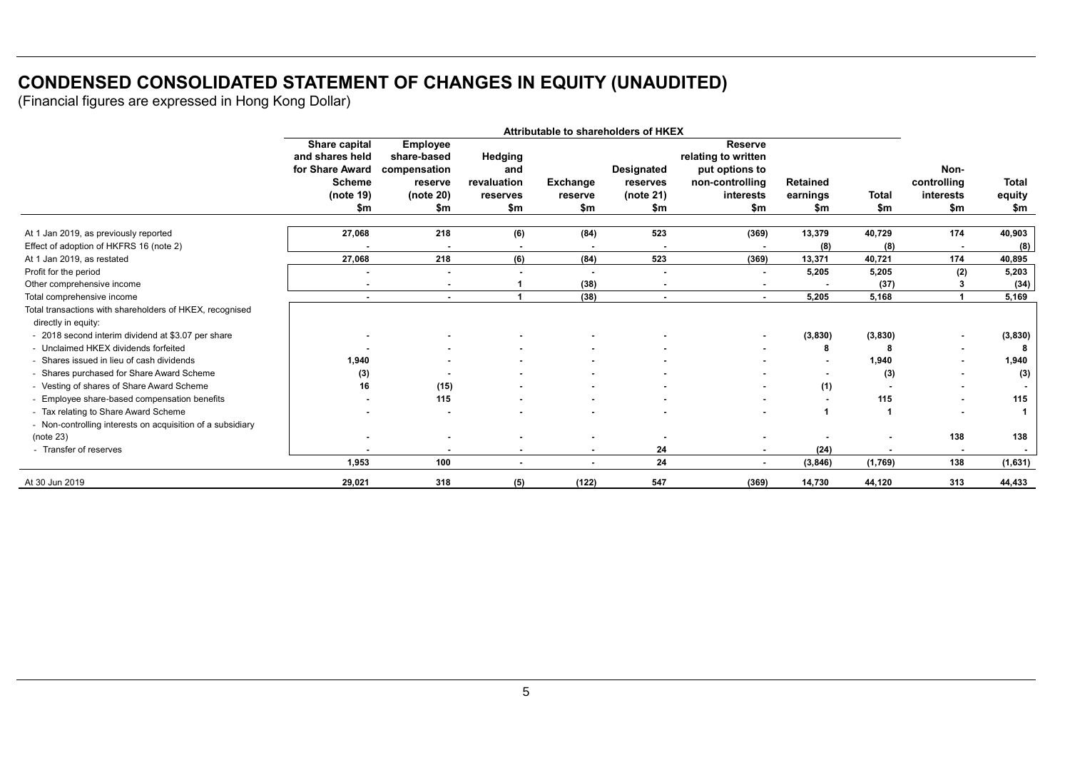# CONDENSED CONSOLIDATED STATEMENT OF CHANGES IN EQUITY (UNAUDITED)

(Financial figures are expressed in Hong Kong Dollar)

| | Attributable to shareholders of HKEX | | | | | | | | Non-controlling interests $m | Total equity $m |
|---|---|---|---|---|---|---|---|---|---|---|
| | Share capital and shares held for Share Award Scheme (note 19) $m | Employee share-based compensation reserve (note 20) $m | Hedging and revaluation reserves $m | Exchange reserve $m | Designated reserves (note 21) $m | Reserve relating to written put options to non-controlling interests $m | Retained earnings $m | Total $m | | |
| At 1 Jan 2019, as previously reported | 27,068 | 218 | (6) | (84) | 523 | (369) | 13,379 | 40,729 | 174 | 40,903 |
| Effect of adoption of HKFRS 16 (note 2) | - | - | - | - | - | - | (8) | (8) | - | (8) |
| At 1 Jan 2019, as restated | 27,068 | 218 | (6) | (84) | 523 | (369) | 13,371 | 40,721 | 174 | 40,895 |
| Profit for the period | - | - | - | - | - | - | 5,205 | 5,205 | (2) | 5,203 |
| Other comprehensive income | - | - | 1 | (38) | - | - | - | (37) | 3 | (34) |
| Total comprehensive income | - | - | 1 | (38) | - | - | 5,205 | 5,168 | 1 | 5,169 |
| Total transactions with shareholders of HKEX, recognised directly in equity: | | | | | | | | | | |
| - 2018 second interim dividend at $3.07 per share | - | - | - | - | - | - | (3,830) | (3,830) | - | (3,830) |
| - Unclaimed HKEX dividends forfeited | - | - | - | - | - | - | 8 | 8 | - | 8 |
| - Shares issued in lieu of cash dividends | 1,940 | - | - | - | - | - | - | 1,940 | - | 1,940 |
| - Shares purchased for Share Award Scheme | (3) | - | - | - | - | - | - | (3) | - | (3) |
| - Vesting of shares of Share Award Scheme | 16 | (15) | - | - | - | - | (1) | - | - | - |
| - Employee share-based compensation benefits | - | 115 | - | - | - | - | - | 115 | - | 115 |
| - Tax relating to Share Award Scheme | - | - | - | - | - | - | 1 | 1 | - | 1 |
| - Non-controlling interests on acquisition of a subsidiary (note 23) | - | - | - | - | - | - | - | - | 138 | 138 |
| - Transfer of reserves | - | - | - | - | 24 | - | (24) | - | - | - |
| | 1,953 | 100 | - | - | 24 | - | (3,846) | (1,769) | 138 | (1,631) |
| At 30 Jun 2019 | 29,021 | 318 | (5) | (122) | 547 | (369) | 14,730 | 44,120 | 313 | 44,433 |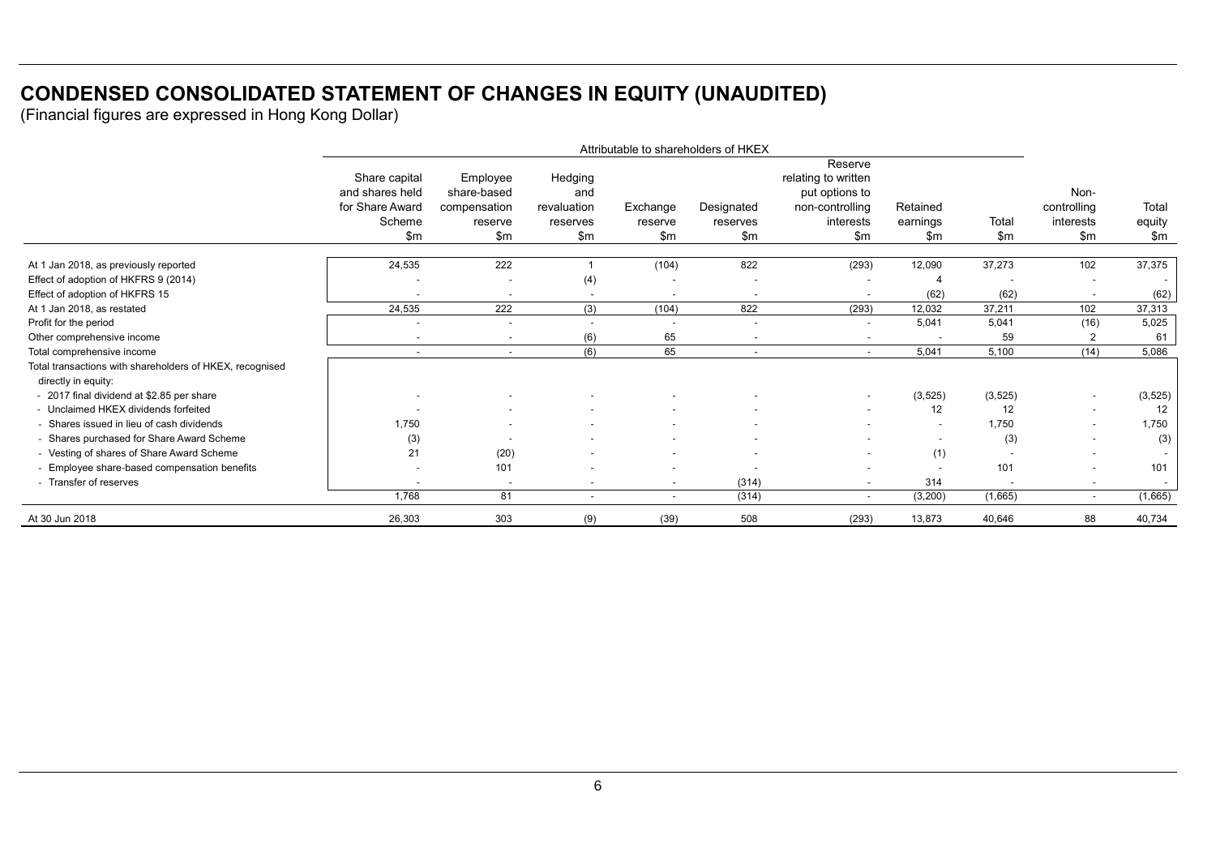# CONDENSED CONSOLIDATED STATEMENT OF CHANGES IN EQUITY (UNAUDITED)

(Financial figures are expressed in Hong Kong Dollar)

| | Attributable to shareholders of HKEX | | | | | | | | | |
|---|---|---|---|---|---|---|---|---|---|---|
| | Share capital and shares held for Share Award Scheme $m | Employee share-based compensation reserve $m | Hedging and revaluation reserves $m | Exchange reserve $m | Designated reserves $m | Reserve relating to written put options to non-controlling interests $m | Retained earnings $m | Total $m | Non-controlling interests $m | Total equity $m |
| At 1 Jan 2018, as previously reported | 24,535 | 222 | 1 | (104) | 822 | (293) | 12,090 | 37,273 | 102 | 37,375 |
| Effect of adoption of HKFRS 9 (2014) | - | - | (4) | - | - | - | 4 | - | - | - |
| Effect of adoption of HKFRS 15 | - | - | - | - | - | - | (62) | (62) | - | (62) |
| At 1 Jan 2018, as restated | 24,535 | 222 | (3) | (104) | 822 | (293) | 12,032 | 37,211 | 102 | 37,313 |
| Profit for the period | - | - | - | - | - | - | 5,041 | 5,041 | (16) | 5,025 |
| Other comprehensive income | - | - | (6) | 65 | - | - | - | 59 | 2 | 61 |
| Total comprehensive income | - | - | (6) | 65 | - | - | 5,041 | 5,100 | (14) | 5,086 |
| Total transactions with shareholders of HKEX, recognised directly in equity: | | | | | | | | | | |
| - 2017 final dividend at $2.85 per share | - | - | - | - | - | - | (3,525) | (3,525) | - | (3,525) |
| - Unclaimed HKEX dividends forfeited | - | - | - | - | - | - | 12 | 12 | - | 12 |
| - Shares issued in lieu of cash dividends | 1,750 | - | - | - | - | - | - | 1,750 | - | 1,750 |
| - Shares purchased for Share Award Scheme | (3) | - | - | - | - | - | - | (3) | - | (3) |
| - Vesting of shares of Share Award Scheme | 21 | (20) | - | - | - | - | (1) | - | - | - |
| - Employee share-based compensation benefits | - | 101 | - | - | - | - | - | 101 | - | 101 |
| - Transfer of reserves | - | - | - | - | (314) | - | 314 | - | - | - |
| | 1,768 | 81 | - | - | (314) | - | (3,200) | (1,665) | - | (1,665) |
| At 30 Jun 2018 | 26,303 | 303 | (9) | (39) | 508 | (293) | 13,873 | 40,646 | 88 | 40,734 |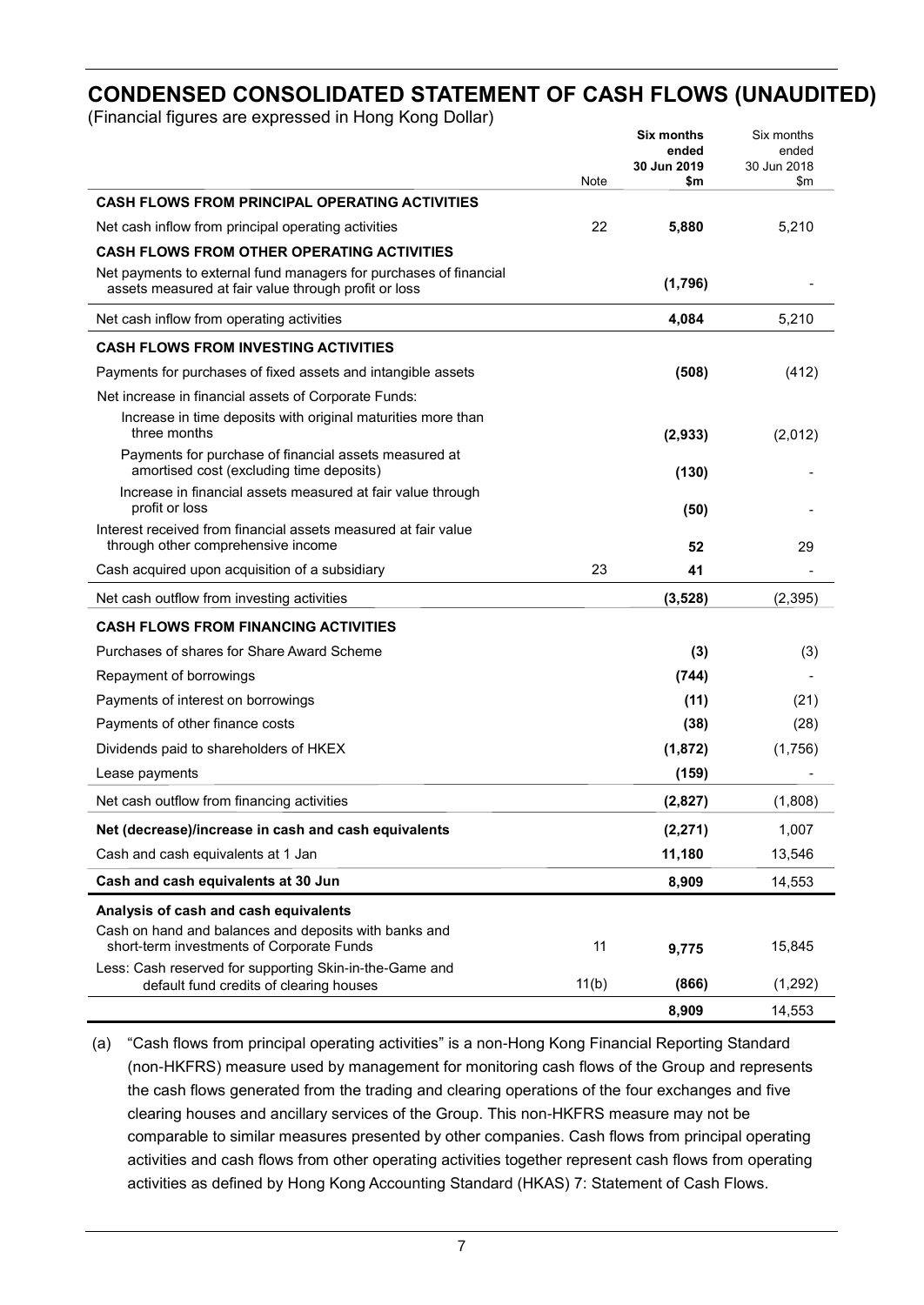# CONDENSED CONSOLIDATED STATEMENT OF CASH FLOWS (UNAUDITED)

(Financial figures are expressed in Hong Kong Dollar)

| | Note | **Six months ended 30 Jun 2019 $m** | Six months ended 30 Jun 2018 $m |
|---|---|---|---|
| **CASH FLOWS FROM PRINCIPAL OPERATING ACTIVITIES** | | | |
| Net cash inflow from principal operating activities | 22 | **5,880** | 5,210 |
| **CASH FLOWS FROM OTHER OPERATING ACTIVITIES** | | | |
| Net payments to external fund managers for purchases of financial assets measured at fair value through profit or loss | | **(1,796)** | - |
| Net cash inflow from operating activities | | **4,084** | 5,210 |
| **CASH FLOWS FROM INVESTING ACTIVITIES** | | | |
| Payments for purchases of fixed assets and intangible assets | | **(508)** | (412) |
| Net increase in financial assets of Corporate Funds: | | | |
| Increase in time deposits with original maturities more than three months | | **(2,933)** | (2,012) |
| Payments for purchase of financial assets measured at amortised cost (excluding time deposits) | | **(130)** | - |
| Increase in financial assets measured at fair value through profit or loss | | **(50)** | - |
| Interest received from financial assets measured at fair value through other comprehensive income | | **52** | 29 |
| Cash acquired upon acquisition of a subsidiary | 23 | **41** | - |
| Net cash outflow from investing activities | | **(3,528)** | (2,395) |
| **CASH FLOWS FROM FINANCING ACTIVITIES** | | | |
| Purchases of shares for Share Award Scheme | | **(3)** | (3) |
| Repayment of borrowings | | **(744)** | - |
| Payments of interest on borrowings | | **(11)** | (21) |
| Payments of other finance costs | | **(38)** | (28) |
| Dividends paid to shareholders of HKEX | | **(1,872)** | (1,756) |
| Lease payments | | **(159)** | - |
| Net cash outflow from financing activities | | **(2,827)** | (1,808) |
| **Net (decrease)/increase in cash and cash equivalents** | | **(2,271)** | 1,007 |
| Cash and cash equivalents at 1 Jan | | **11,180** | 13,546 |
| **Cash and cash equivalents at 30 Jun** | | **8,909** | 14,553 |
| **Analysis of cash and cash equivalents** | | | |
| Cash on hand and balances and deposits with banks and short-term investments of Corporate Funds | 11 | **9,775** | 15,845 |
| Less: Cash reserved for supporting Skin-in-the-Game and default fund credits of clearing houses | 11(b) | **(866)** | (1,292) |
| | | **8,909** | 14,553 |

(a) "Cash flows from principal operating activities" is a non-Hong Kong Financial Reporting Standard (non-HKFRS) measure used by management for monitoring cash flows of the Group and represents the cash flows generated from the trading and clearing operations of the four exchanges and five clearing houses and ancillary services of the Group. This non-HKFRS measure may not be comparable to similar measures presented by other companies. Cash flows from principal operating activities and cash flows from other operating activities together represent cash flows from operating activities as defined by Hong Kong Accounting Standard (HKAS) 7: Statement of Cash Flows.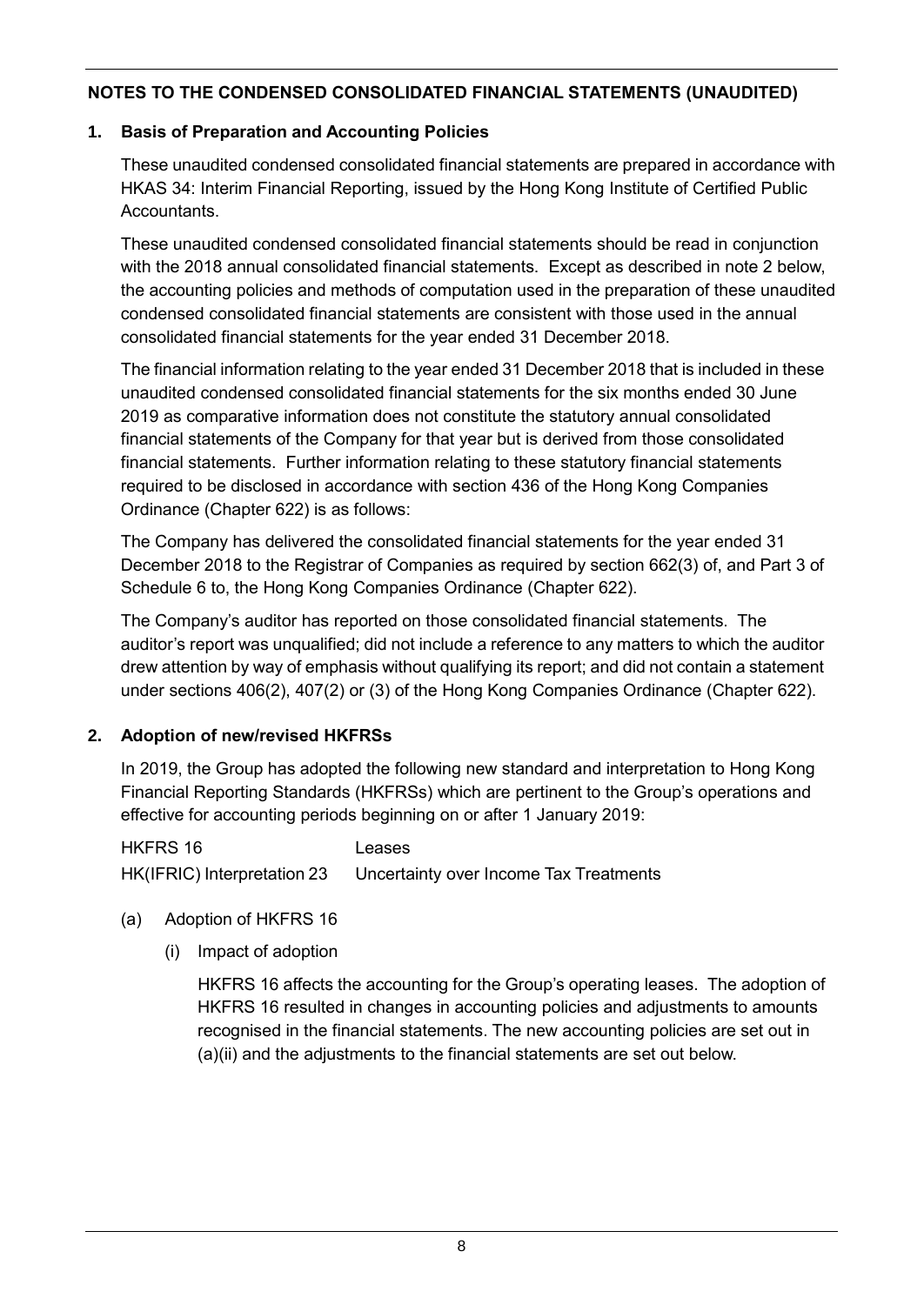## NOTES TO THE CONDENSED CONSOLIDATED FINANCIAL STATEMENTS (UNAUDITED)

### 1. Basis of Preparation and Accounting Policies

These unaudited condensed consolidated financial statements are prepared in accordance with HKAS 34: Interim Financial Reporting, issued by the Hong Kong Institute of Certified Public Accountants.

These unaudited condensed consolidated financial statements should be read in conjunction with the 2018 annual consolidated financial statements. Except as described in note 2 below, the accounting policies and methods of computation used in the preparation of these unaudited condensed consolidated financial statements are consistent with those used in the annual consolidated financial statements for the year ended 31 December 2018.

The financial information relating to the year ended 31 December 2018 that is included in these unaudited condensed consolidated financial statements for the six months ended 30 June 2019 as comparative information does not constitute the statutory annual consolidated financial statements of the Company for that year but is derived from those consolidated financial statements. Further information relating to these statutory financial statements required to be disclosed in accordance with section 436 of the Hong Kong Companies Ordinance (Chapter 622) is as follows:

The Company has delivered the consolidated financial statements for the year ended 31 December 2018 to the Registrar of Companies as required by section 662(3) of, and Part 3 of Schedule 6 to, the Hong Kong Companies Ordinance (Chapter 622).

The Company's auditor has reported on those consolidated financial statements. The auditor's report was unqualified; did not include a reference to any matters to which the auditor drew attention by way of emphasis without qualifying its report; and did not contain a statement under sections 406(2), 407(2) or (3) of the Hong Kong Companies Ordinance (Chapter 622).

### 2. Adoption of new/revised HKFRSs

In 2019, the Group has adopted the following new standard and interpretation to Hong Kong Financial Reporting Standards (HKFRSs) which are pertinent to the Group's operations and effective for accounting periods beginning on or after 1 January 2019:

| | |
|---|---|
| HKFRS 16 | Leases |
| HK(IFRIC) Interpretation 23 | Uncertainty over Income Tax Treatments |

(a) Adoption of HKFRS 16

(i) Impact of adoption

HKFRS 16 affects the accounting for the Group's operating leases. The adoption of HKFRS 16 resulted in changes in accounting policies and adjustments to amounts recognised in the financial statements. The new accounting policies are set out in (a)(ii) and the adjustments to the financial statements are set out below.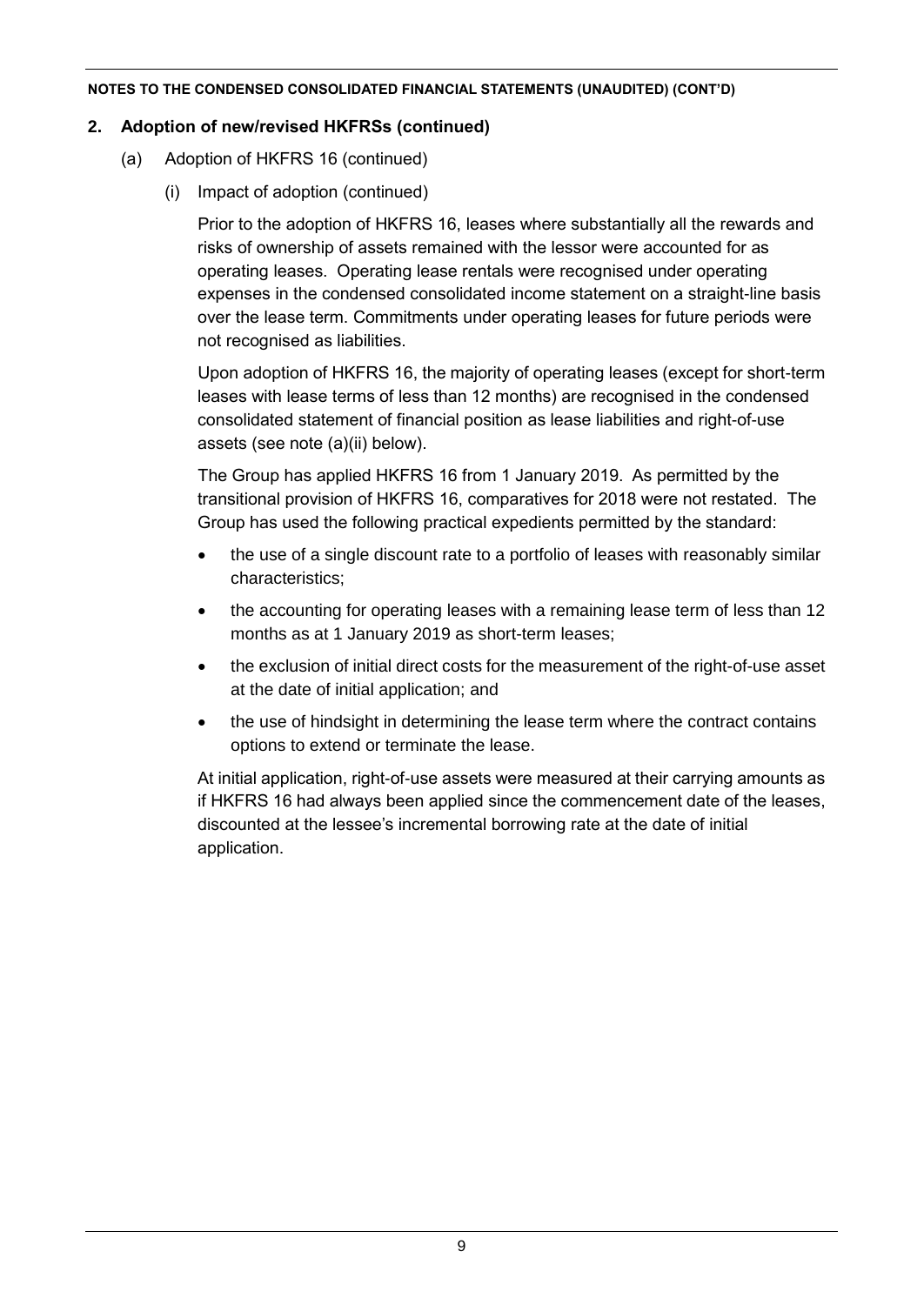**NOTES TO THE CONDENSED CONSOLIDATED FINANCIAL STATEMENTS (UNAUDITED) (CONT'D)**

## 2. Adoption of new/revised HKFRSs (continued)

(a) Adoption of HKFRS 16 (continued)

(i) Impact of adoption (continued)

Prior to the adoption of HKFRS 16, leases where substantially all the rewards and risks of ownership of assets remained with the lessor were accounted for as operating leases. Operating lease rentals were recognised under operating expenses in the condensed consolidated income statement on a straight-line basis over the lease term. Commitments under operating leases for future periods were not recognised as liabilities.

Upon adoption of HKFRS 16, the majority of operating leases (except for short-term leases with lease terms of less than 12 months) are recognised in the condensed consolidated statement of financial position as lease liabilities and right-of-use assets (see note (a)(ii) below).

The Group has applied HKFRS 16 from 1 January 2019. As permitted by the transitional provision of HKFRS 16, comparatives for 2018 were not restated. The Group has used the following practical expedients permitted by the standard:

- the use of a single discount rate to a portfolio of leases with reasonably similar characteristics;
- the accounting for operating leases with a remaining lease term of less than 12 months as at 1 January 2019 as short-term leases;
- the exclusion of initial direct costs for the measurement of the right-of-use asset at the date of initial application; and
- the use of hindsight in determining the lease term where the contract contains options to extend or terminate the lease.

At initial application, right-of-use assets were measured at their carrying amounts as if HKFRS 16 had always been applied since the commencement date of the leases, discounted at the lessee's incremental borrowing rate at the date of initial application.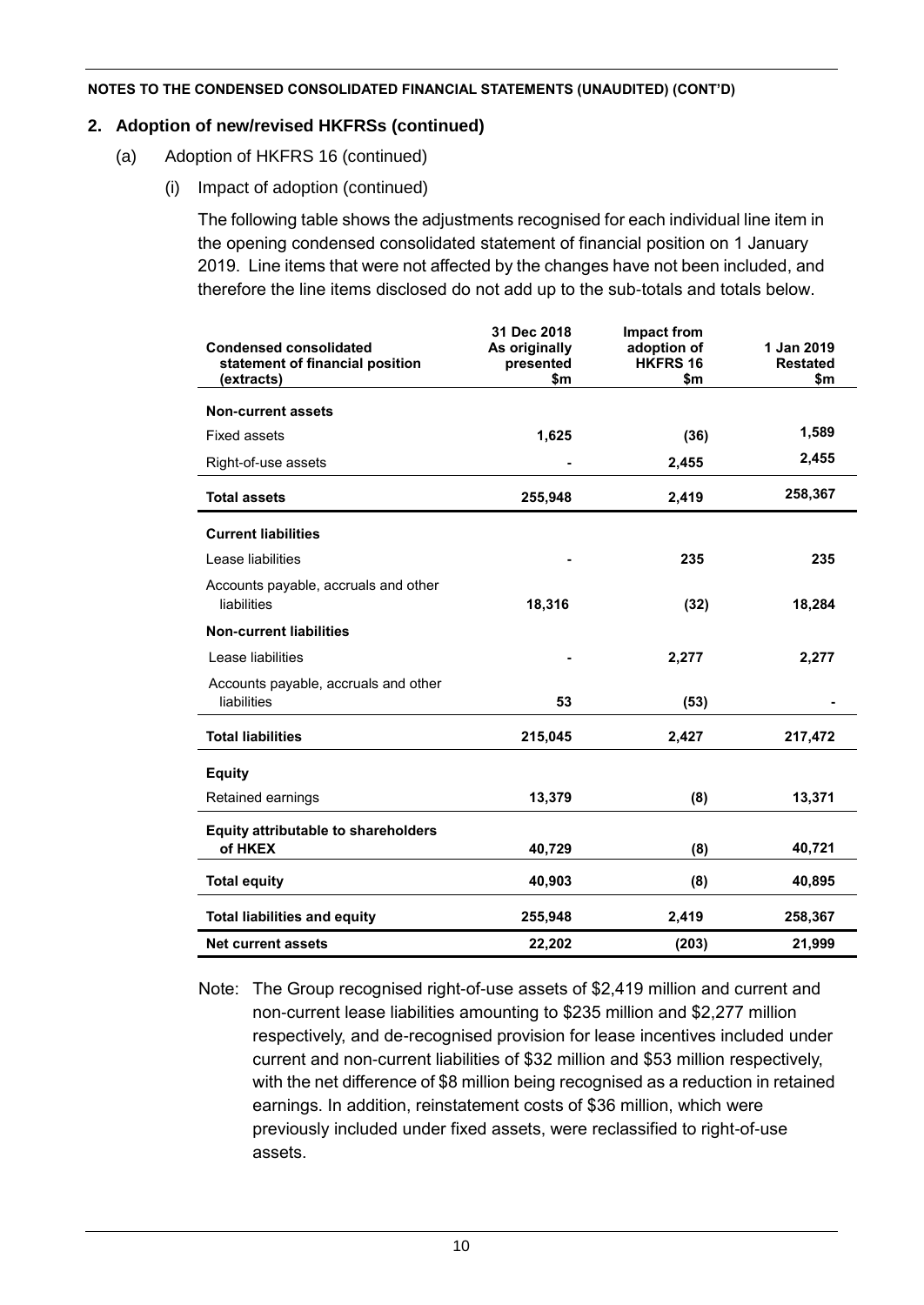**NOTES TO THE CONDENSED CONSOLIDATED FINANCIAL STATEMENTS (UNAUDITED) (CONT'D)**

## 2. Adoption of new/revised HKFRSs (continued)

### (a) Adoption of HKFRS 16 (continued)

#### (i) Impact of adoption (continued)

The following table shows the adjustments recognised for each individual line item in the opening condensed consolidated statement of financial position on 1 January 2019. Line items that were not affected by the changes have not been included, and therefore the line items disclosed do not add up to the sub-totals and totals below.

| Condensed consolidated statement of financial position (extracts) | 31 Dec 2018 As originally presented $m | Impact from adoption of HKFRS 16 $m | 1 Jan 2019 Restated $m |
|---|---|---|---|
| **Non-current assets** | | | |
| Fixed assets | **1,625** | **(36)** | **1,589** |
| Right-of-use assets | **-** | **2,455** | **2,455** |
| **Total assets** | **255,948** | **2,419** | **258,367** |
| **Current liabilities** | | | |
| Lease liabilities | **-** | **235** | **235** |
| Accounts payable, accruals and other liabilities | **18,316** | **(32)** | **18,284** |
| **Non-current liabilities** | | | |
| Lease liabilities | **-** | **2,277** | **2,277** |
| Accounts payable, accruals and other liabilities | **53** | **(53)** | **-** |
| **Total liabilities** | **215,045** | **2,427** | **217,472** |
| **Equity** | | | |
| Retained earnings | **13,379** | **(8)** | **13,371** |
| **Equity attributable to shareholders of HKEX** | **40,729** | **(8)** | **40,721** |
| **Total equity** | **40,903** | **(8)** | **40,895** |
| **Total liabilities and equity** | **255,948** | **2,419** | **258,367** |
| **Net current assets** | **22,202** | **(203)** | **21,999** |

Note: The Group recognised right-of-use assets of $2,419 million and current and non-current lease liabilities amounting to $235 million and $2,277 million respectively, and de-recognised provision for lease incentives included under current and non-current liabilities of $32 million and $53 million respectively, with the net difference of $8 million being recognised as a reduction in retained earnings. In addition, reinstatement costs of $36 million, which were previously included under fixed assets, were reclassified to right-of-use assets.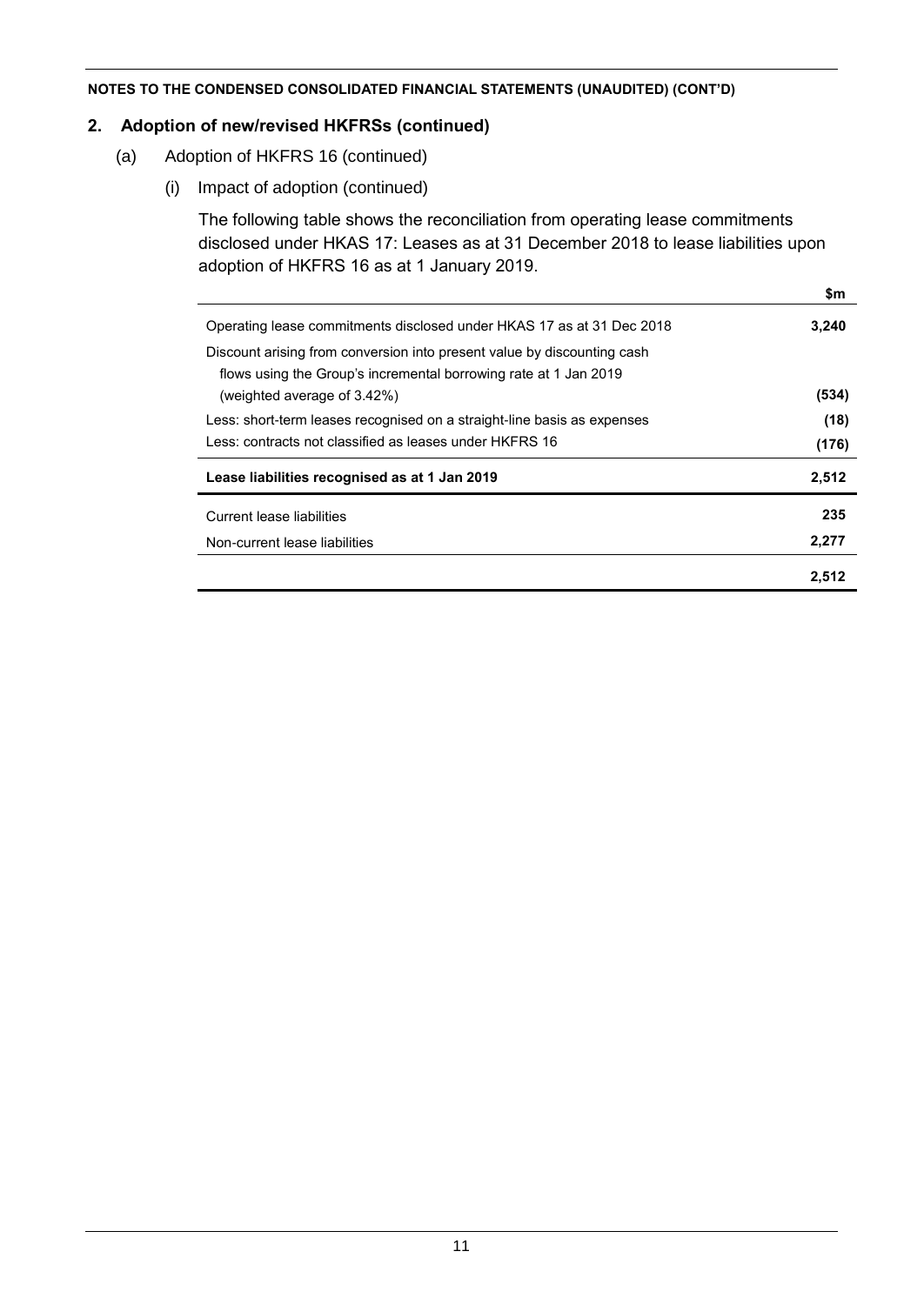**NOTES TO THE CONDENSED CONSOLIDATED FINANCIAL STATEMENTS (UNAUDITED) (CONT'D)**

## 2. Adoption of new/revised HKFRSs (continued)

### (a) Adoption of HKFRS 16 (continued)

#### (i) Impact of adoption (continued)

The following table shows the reconciliation from operating lease commitments disclosed under HKAS 17: Leases as at 31 December 2018 to lease liabilities upon adoption of HKFRS 16 as at 1 January 2019.

| | **$m** |
|---|---|
| Operating lease commitments disclosed under HKAS 17 as at 31 Dec 2018 | **3,240** |
| Discount arising from conversion into present value by discounting cash flows using the Group's incremental borrowing rate at 1 Jan 2019 (weighted average of 3.42%) | **(534)** |
| Less: short-term leases recognised on a straight-line basis as expenses | **(18)** |
| Less: contracts not classified as leases under HKFRS 16 | **(176)** |
| **Lease liabilities recognised as at 1 Jan 2019** | **2,512** |
| Current lease liabilities | **235** |
| Non-current lease liabilities | **2,277** |
| | **2,512** |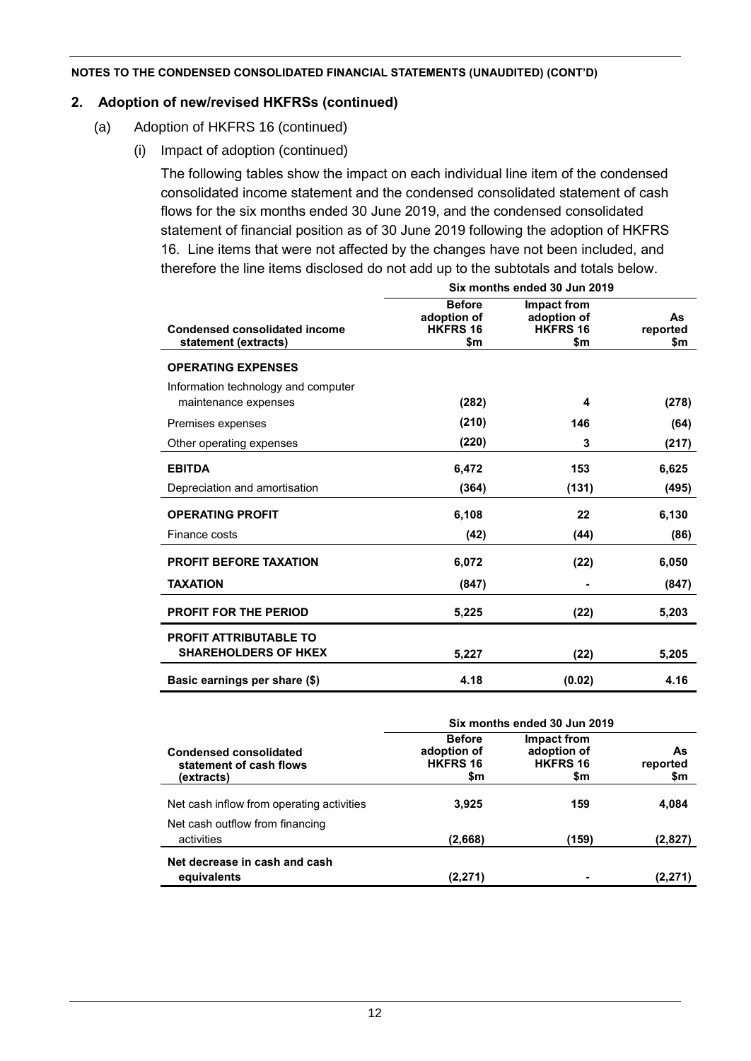**NOTES TO THE CONDENSED CONSOLIDATED FINANCIAL STATEMENTS (UNAUDITED) (CONT'D)**

## 2. Adoption of new/revised HKFRSs (continued)

(a) Adoption of HKFRS 16 (continued)

(i) Impact of adoption (continued)

The following tables show the impact on each individual line item of the condensed consolidated income statement and the condensed consolidated statement of cash flows for the six months ended 30 June 2019, and the condensed consolidated statement of financial position as of 30 June 2019 following the adoption of HKFRS 16. Line items that were not affected by the changes have not been included, and therefore the line items disclosed do not add up to the subtotals and totals below.

| | Six months ended 30 Jun 2019 | | |
|---|---|---|---|
| **Condensed consolidated income statement (extracts)** | **Before adoption of HKFRS 16 $m** | **Impact from adoption of HKFRS 16 $m** | **As reported $m** |
| **OPERATING EXPENSES** | | | |
| Information technology and computer maintenance expenses | **(282)** | **4** | **(278)** |
| Premises expenses | **(210)** | **146** | **(64)** |
| Other operating expenses | **(220)** | **3** | **(217)** |
| **EBITDA** | **6,472** | **153** | **6,625** |
| Depreciation and amortisation | **(364)** | **(131)** | **(495)** |
| **OPERATING PROFIT** | **6,108** | **22** | **6,130** |
| Finance costs | **(42)** | **(44)** | **(86)** |
| **PROFIT BEFORE TAXATION** | **6,072** | **(22)** | **6,050** |
| **TAXATION** | **(847)** | **-** | **(847)** |
| **PROFIT FOR THE PERIOD** | **5,225** | **(22)** | **5,203** |
| **PROFIT ATTRIBUTABLE TO SHAREHOLDERS OF HKEX** | **5,227** | **(22)** | **5,205** |
| **Basic earnings per share ($)** | **4.18** | **(0.02)** | **4.16** |

| | Six months ended 30 Jun 2019 | | |
|---|---|---|---|
| **Condensed consolidated statement of cash flows (extracts)** | **Before adoption of HKFRS 16 $m** | **Impact from adoption of HKFRS 16 $m** | **As reported $m** |
| Net cash inflow from operating activities | **3,925** | **159** | **4,084** |
| Net cash outflow from financing activities | **(2,668)** | **(159)** | **(2,827)** |
| **Net decrease in cash and cash equivalents** | **(2,271)** | **-** | **(2,271)** |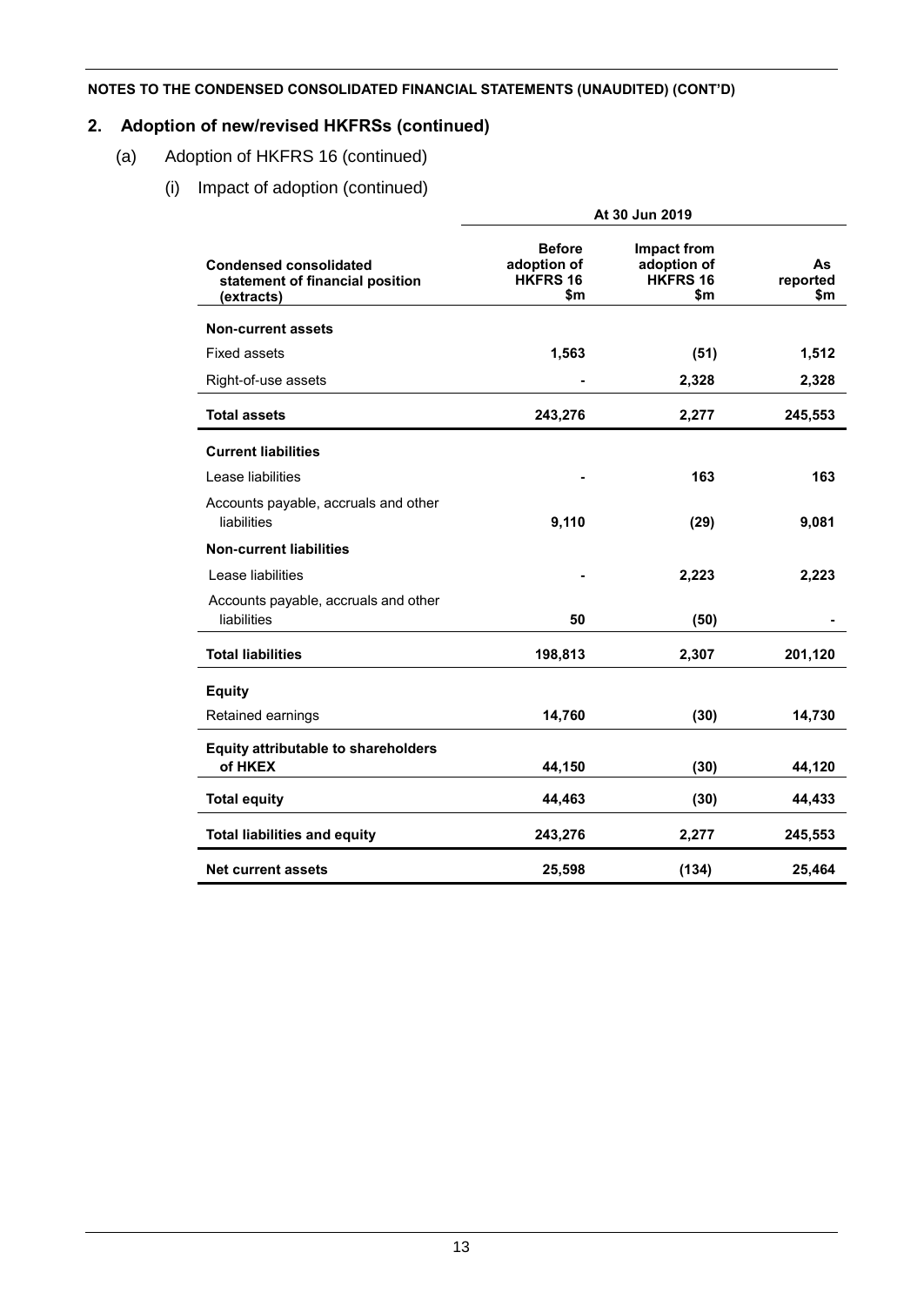**NOTES TO THE CONDENSED CONSOLIDATED FINANCIAL STATEMENTS (UNAUDITED) (CONT'D)**

## 2. Adoption of new/revised HKFRSs (continued)

### (a) Adoption of HKFRS 16 (continued)

#### (i) Impact of adoption (continued)

| Condensed consolidated statement of financial position (extracts) | At 30 Jun 2019 | | |
|---|---|---|---|
| | **Before adoption of HKFRS 16 $m** | **Impact from adoption of HKFRS 16 $m** | **As reported $m** |
| **Non-current assets** | | | |
| Fixed assets | **1,563** | **(51)** | **1,512** |
| Right-of-use assets | **-** | **2,328** | **2,328** |
| **Total assets** | **243,276** | **2,277** | **245,553** |
| **Current liabilities** | | | |
| Lease liabilities | **-** | **163** | **163** |
| Accounts payable, accruals and other liabilities | **9,110** | **(29)** | **9,081** |
| **Non-current liabilities** | | | |
| Lease liabilities | **-** | **2,223** | **2,223** |
| Accounts payable, accruals and other liabilities | **50** | **(50)** | **-** |
| **Total liabilities** | **198,813** | **2,307** | **201,120** |
| **Equity** | | | |
| Retained earnings | **14,760** | **(30)** | **14,730** |
| **Equity attributable to shareholders of HKEX** | **44,150** | **(30)** | **44,120** |
| **Total equity** | **44,463** | **(30)** | **44,433** |
| **Total liabilities and equity** | **243,276** | **2,277** | **245,553** |
| **Net current assets** | **25,598** | **(134)** | **25,464** |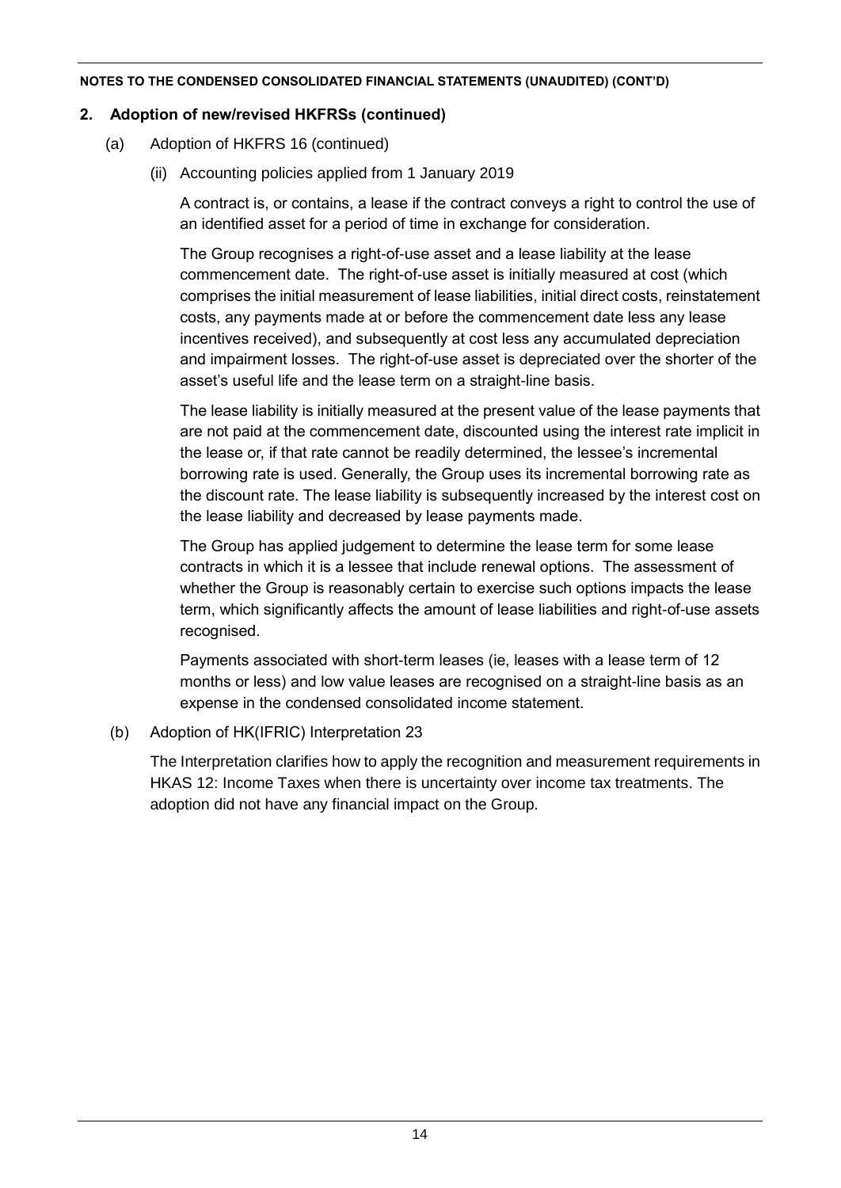**NOTES TO THE CONDENSED CONSOLIDATED FINANCIAL STATEMENTS (UNAUDITED) (CONT'D)**

## 2. Adoption of new/revised HKFRSs (continued)

(a) Adoption of HKFRS 16 (continued)

(ii) Accounting policies applied from 1 January 2019

A contract is, or contains, a lease if the contract conveys a right to control the use of an identified asset for a period of time in exchange for consideration.

The Group recognises a right-of-use asset and a lease liability at the lease commencement date. The right-of-use asset is initially measured at cost (which comprises the initial measurement of lease liabilities, initial direct costs, reinstatement costs, any payments made at or before the commencement date less any lease incentives received), and subsequently at cost less any accumulated depreciation and impairment losses. The right-of-use asset is depreciated over the shorter of the asset's useful life and the lease term on a straight-line basis.

The lease liability is initially measured at the present value of the lease payments that are not paid at the commencement date, discounted using the interest rate implicit in the lease or, if that rate cannot be readily determined, the lessee's incremental borrowing rate is used. Generally, the Group uses its incremental borrowing rate as the discount rate. The lease liability is subsequently increased by the interest cost on the lease liability and decreased by lease payments made.

The Group has applied judgement to determine the lease term for some lease contracts in which it is a lessee that include renewal options. The assessment of whether the Group is reasonably certain to exercise such options impacts the lease term, which significantly affects the amount of lease liabilities and right-of-use assets recognised.

Payments associated with short-term leases (ie, leases with a lease term of 12 months or less) and low value leases are recognised on a straight-line basis as an expense in the condensed consolidated income statement.

(b) Adoption of HK(IFRIC) Interpretation 23

The Interpretation clarifies how to apply the recognition and measurement requirements in HKAS 12: Income Taxes when there is uncertainty over income tax treatments. The adoption did not have any financial impact on the Group.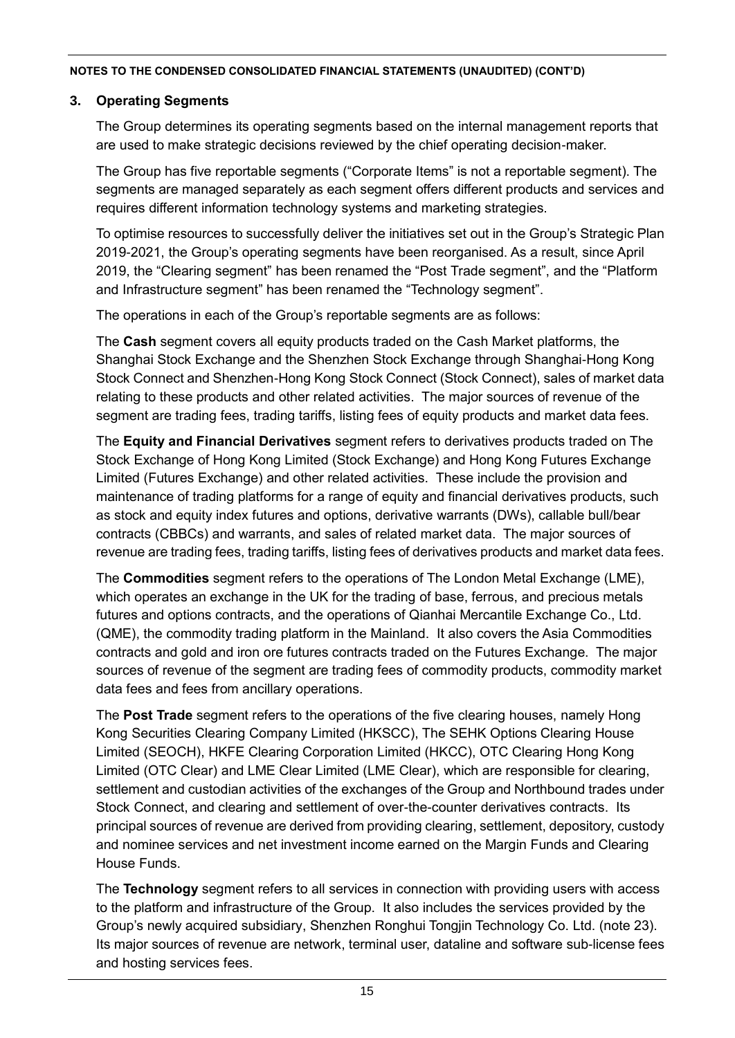**NOTES TO THE CONDENSED CONSOLIDATED FINANCIAL STATEMENTS (UNAUDITED) (CONT'D)**

## 3. Operating Segments

The Group determines its operating segments based on the internal management reports that are used to make strategic decisions reviewed by the chief operating decision-maker.

The Group has five reportable segments ("Corporate Items" is not a reportable segment). The segments are managed separately as each segment offers different products and services and requires different information technology systems and marketing strategies.

To optimise resources to successfully deliver the initiatives set out in the Group's Strategic Plan 2019-2021, the Group's operating segments have been reorganised. As a result, since April 2019, the "Clearing segment" has been renamed the "Post Trade segment", and the "Platform and Infrastructure segment" has been renamed the "Technology segment".

The operations in each of the Group's reportable segments are as follows:

The **Cash** segment covers all equity products traded on the Cash Market platforms, the Shanghai Stock Exchange and the Shenzhen Stock Exchange through Shanghai-Hong Kong Stock Connect and Shenzhen-Hong Kong Stock Connect (Stock Connect), sales of market data relating to these products and other related activities. The major sources of revenue of the segment are trading fees, trading tariffs, listing fees of equity products and market data fees.

The **Equity and Financial Derivatives** segment refers to derivatives products traded on The Stock Exchange of Hong Kong Limited (Stock Exchange) and Hong Kong Futures Exchange Limited (Futures Exchange) and other related activities. These include the provision and maintenance of trading platforms for a range of equity and financial derivatives products, such as stock and equity index futures and options, derivative warrants (DWs), callable bull/bear contracts (CBBCs) and warrants, and sales of related market data. The major sources of revenue are trading fees, trading tariffs, listing fees of derivatives products and market data fees.

The **Commodities** segment refers to the operations of The London Metal Exchange (LME), which operates an exchange in the UK for the trading of base, ferrous, and precious metals futures and options contracts, and the operations of Qianhai Mercantile Exchange Co., Ltd. (QME), the commodity trading platform in the Mainland. It also covers the Asia Commodities contracts and gold and iron ore futures contracts traded on the Futures Exchange. The major sources of revenue of the segment are trading fees of commodity products, commodity market data fees and fees from ancillary operations.

The **Post Trade** segment refers to the operations of the five clearing houses, namely Hong Kong Securities Clearing Company Limited (HKSCC), The SEHK Options Clearing House Limited (SEOCH), HKFE Clearing Corporation Limited (HKCC), OTC Clearing Hong Kong Limited (OTC Clear) and LME Clear Limited (LME Clear), which are responsible for clearing, settlement and custodian activities of the exchanges of the Group and Northbound trades under Stock Connect, and clearing and settlement of over-the-counter derivatives contracts. Its principal sources of revenue are derived from providing clearing, settlement, depository, custody and nominee services and net investment income earned on the Margin Funds and Clearing House Funds.

The **Technology** segment refers to all services in connection with providing users with access to the platform and infrastructure of the Group. It also includes the services provided by the Group's newly acquired subsidiary, Shenzhen Ronghui Tongjin Technology Co. Ltd. (note 23). Its major sources of revenue are network, terminal user, dataline and software sub-license fees and hosting services fees.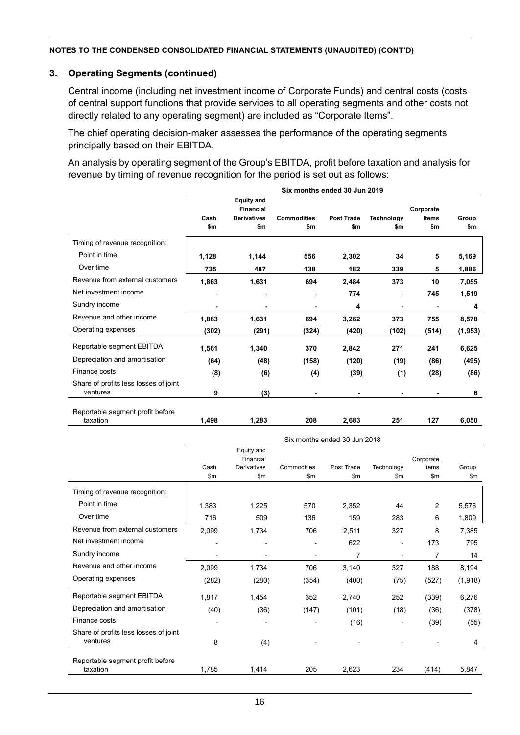**NOTES TO THE CONDENSED CONSOLIDATED FINANCIAL STATEMENTS (UNAUDITED) (CONT'D)**

## 3. Operating Segments (continued)

Central income (including net investment income of Corporate Funds) and central costs (costs of central support functions that provide services to all operating segments and other costs not directly related to any operating segment) are included as "Corporate Items".

The chief operating decision-maker assesses the performance of the operating segments principally based on their EBITDA.

An analysis by operating segment of the Group's EBITDA, profit before taxation and analysis for revenue by timing of revenue recognition for the period is set out as follows:

| | **Six months ended 30 Jun 2019** | | | | | | |
|---|---|---|---|---|---|---|---|
| | **Cash** | **Equity and Financial Derivatives** | **Commodities** | **Post Trade** | **Technology** | **Corporate Items** | **Group** |
| | **\$m** | **\$m** | **\$m** | **\$m** | **\$m** | **\$m** | **\$m** |
| Timing of revenue recognition: | | | | | | | |
| Point in time | **1,128** | **1,144** | **556** | **2,302** | **34** | **5** | **5,169** |
| Over time | **735** | **487** | **138** | **182** | **339** | **5** | **1,886** |
| Revenue from external customers | **1,863** | **1,631** | **694** | **2,484** | **373** | **10** | **7,055** |
| Net investment income | **-** | **-** | **-** | **774** | **-** | **745** | **1,519** |
| Sundry income | **-** | **-** | **-** | **4** | **-** | **-** | **4** |
| Revenue and other income | **1,863** | **1,631** | **694** | **3,262** | **373** | **755** | **8,578** |
| Operating expenses | **(302)** | **(291)** | **(324)** | **(420)** | **(102)** | **(514)** | **(1,953)** |
| Reportable segment EBITDA | **1,561** | **1,340** | **370** | **2,842** | **271** | **241** | **6,625** |
| Depreciation and amortisation | **(64)** | **(48)** | **(158)** | **(120)** | **(19)** | **(86)** | **(495)** |
| Finance costs | **(8)** | **(6)** | **(4)** | **(39)** | **(1)** | **(28)** | **(86)** |
| Share of profits less losses of joint ventures | **9** | **(3)** | **-** | **-** | **-** | **-** | **6** |
| Reportable segment profit before taxation | **1,498** | **1,283** | **208** | **2,683** | **251** | **127** | **6,050** |

| | Six months ended 30 Jun 2018 | | | | | | |
|---|---|---|---|---|---|---|---|
| | Cash | Equity and Financial Derivatives | Commodities | Post Trade | Technology | Corporate Items | Group |
| | \$m | \$m | \$m | \$m | \$m | \$m | \$m |
| Timing of revenue recognition: | | | | | | | |
| Point in time | 1,383 | 1,225 | 570 | 2,352 | 44 | 2 | 5,576 |
| Over time | 716 | 509 | 136 | 159 | 283 | 6 | 1,809 |
| Revenue from external customers | 2,099 | 1,734 | 706 | 2,511 | 327 | 8 | 7,385 |
| Net investment income | - | - | - | 622 | - | 173 | 795 |
| Sundry income | - | - | - | 7 | - | 7 | 14 |
| Revenue and other income | 2,099 | 1,734 | 706 | 3,140 | 327 | 188 | 8,194 |
| Operating expenses | (282) | (280) | (354) | (400) | (75) | (527) | (1,918) |
| Reportable segment EBITDA | 1,817 | 1,454 | 352 | 2,740 | 252 | (339) | 6,276 |
| Depreciation and amortisation | (40) | (36) | (147) | (101) | (18) | (36) | (378) |
| Finance costs | - | - | - | (16) | - | (39) | (55) |
| Share of profits less losses of joint ventures | 8 | (4) | - | - | - | - | 4 |
| Reportable segment profit before taxation | 1,785 | 1,414 | 205 | 2,623 | 234 | (414) | 5,847 |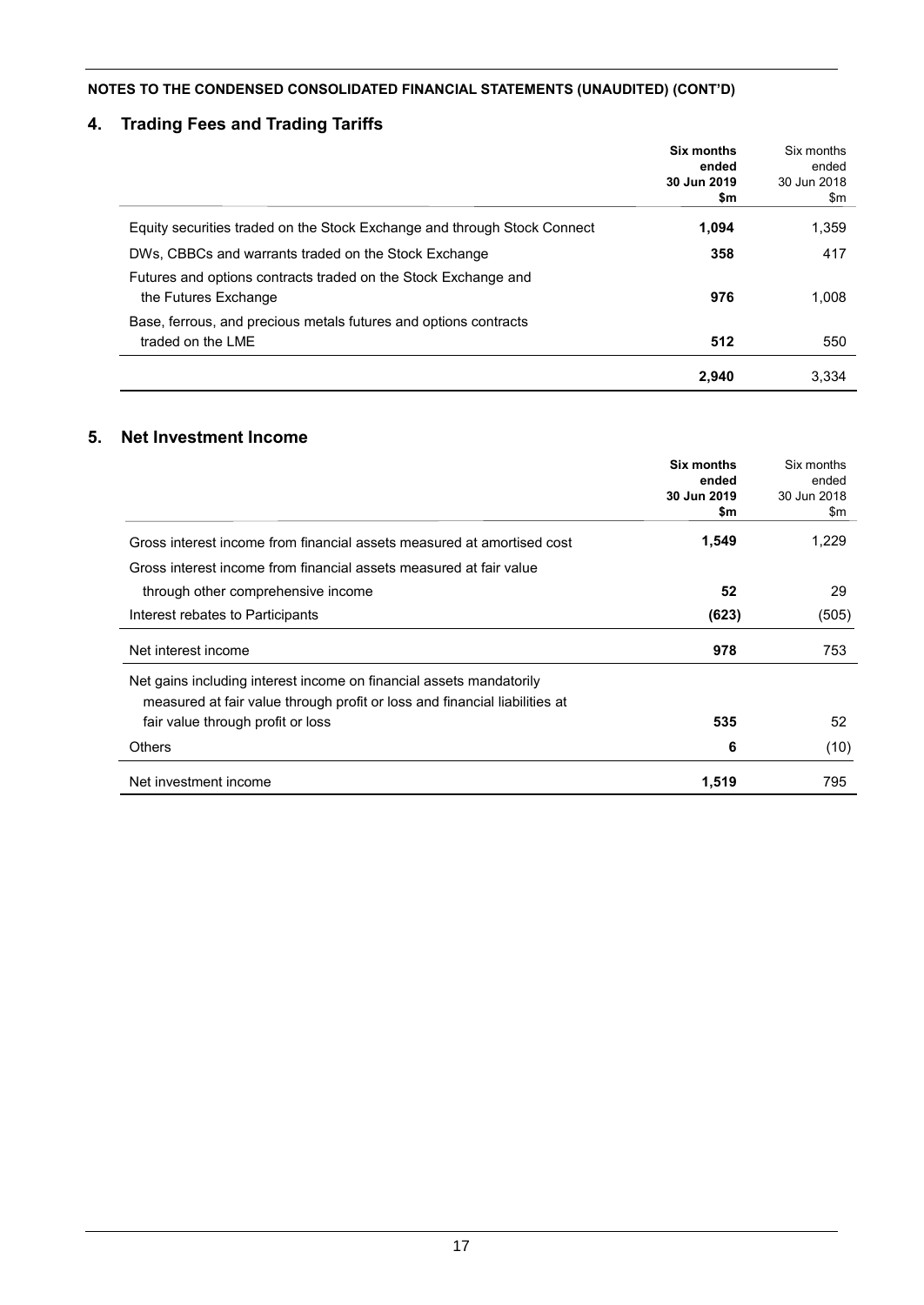**NOTES TO THE CONDENSED CONSOLIDATED FINANCIAL STATEMENTS (UNAUDITED) (CONT'D)**

## 4. Trading Fees and Trading Tariffs

| | **Six months ended 30 Jun 2019 $m** | Six months ended 30 Jun 2018 $m |
|---|---|---|
| Equity securities traded on the Stock Exchange and through Stock Connect | **1,094** | 1,359 |
| DWs, CBBCs and warrants traded on the Stock Exchange | **358** | 417 |
| Futures and options contracts traded on the Stock Exchange and the Futures Exchange | **976** | 1,008 |
| Base, ferrous, and precious metals futures and options contracts traded on the LME | **512** | 550 |
| | **2,940** | 3,334 |

## 5. Net Investment Income

| | **Six months ended 30 Jun 2019 $m** | Six months ended 30 Jun 2018 $m |
|---|---|---|
| Gross interest income from financial assets measured at amortised cost | **1,549** | 1,229 |
| Gross interest income from financial assets measured at fair value through other comprehensive income | **52** | 29 |
| Interest rebates to Participants | **(623)** | (505) |
| Net interest income | **978** | 753 |
| Net gains including interest income on financial assets mandatorily measured at fair value through profit or loss and financial liabilities at fair value through profit or loss | **535** | 52 |
| Others | **6** | (10) |
| Net investment income | **1,519** | 795 |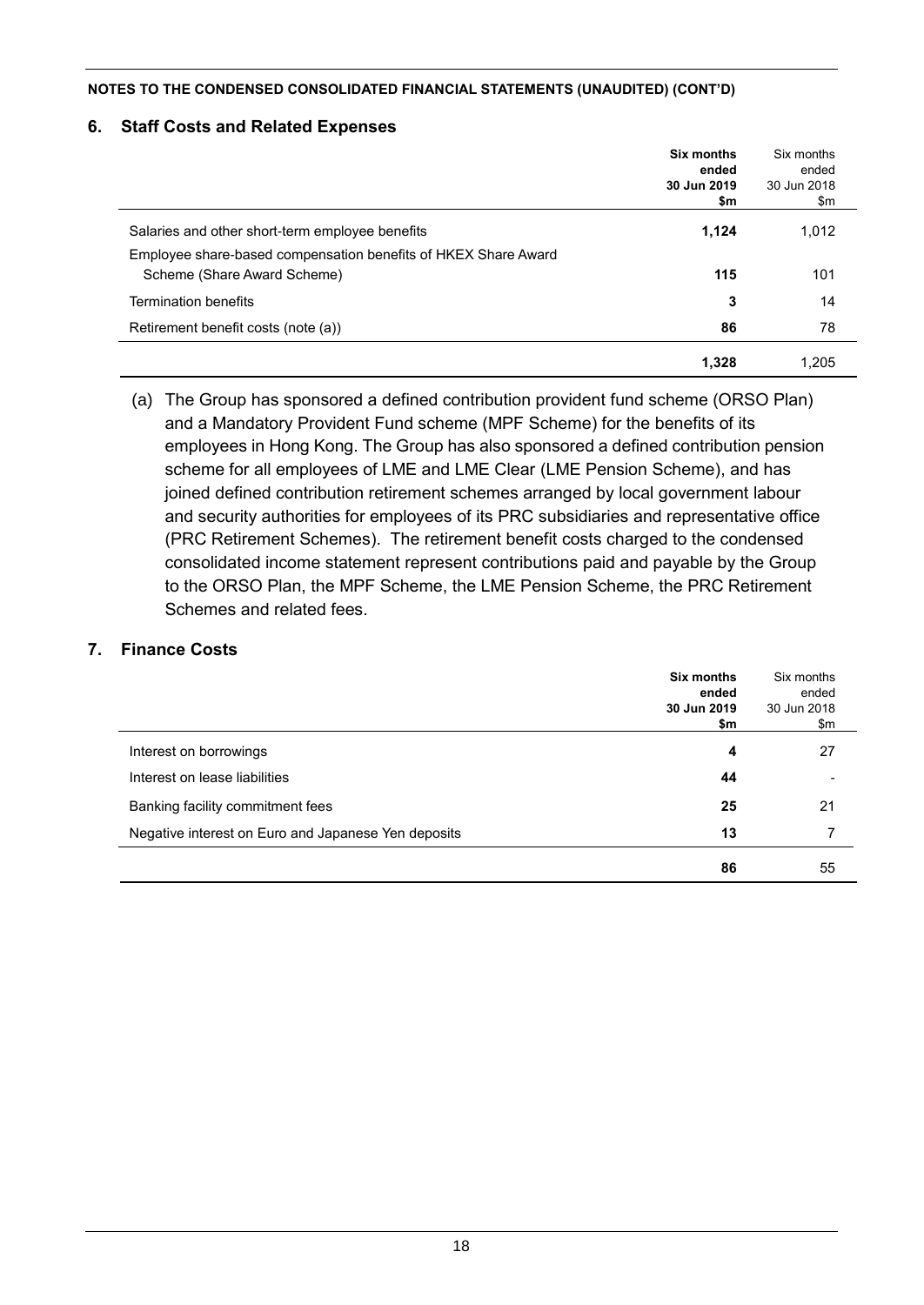**NOTES TO THE CONDENSED CONSOLIDATED FINANCIAL STATEMENTS (UNAUDITED) (CONT'D)**

## 6. Staff Costs and Related Expenses

| | **Six months ended 30 Jun 2019 $m** | Six months ended 30 Jun 2018 $m |
|---|---|---|
| Salaries and other short-term employee benefits | **1,124** | 1,012 |
| Employee share-based compensation benefits of HKEX Share Award Scheme (Share Award Scheme) | **115** | 101 |
| Termination benefits | **3** | 14 |
| Retirement benefit costs (note (a)) | **86** | 78 |
| | **1,328** | 1,205 |

(a) The Group has sponsored a defined contribution provident fund scheme (ORSO Plan) and a Mandatory Provident Fund scheme (MPF Scheme) for the benefits of its employees in Hong Kong. The Group has also sponsored a defined contribution pension scheme for all employees of LME and LME Clear (LME Pension Scheme), and has joined defined contribution retirement schemes arranged by local government labour and security authorities for employees of its PRC subsidiaries and representative office (PRC Retirement Schemes). The retirement benefit costs charged to the condensed consolidated income statement represent contributions paid and payable by the Group to the ORSO Plan, the MPF Scheme, the LME Pension Scheme, the PRC Retirement Schemes and related fees.

## 7. Finance Costs

| | **Six months ended 30 Jun 2019 $m** | Six months ended 30 Jun 2018 $m |
|---|---|---|
| Interest on borrowings | **4** | 27 |
| Interest on lease liabilities | **44** | - |
| Banking facility commitment fees | **25** | 21 |
| Negative interest on Euro and Japanese Yen deposits | **13** | 7 |
| | **86** | 55 |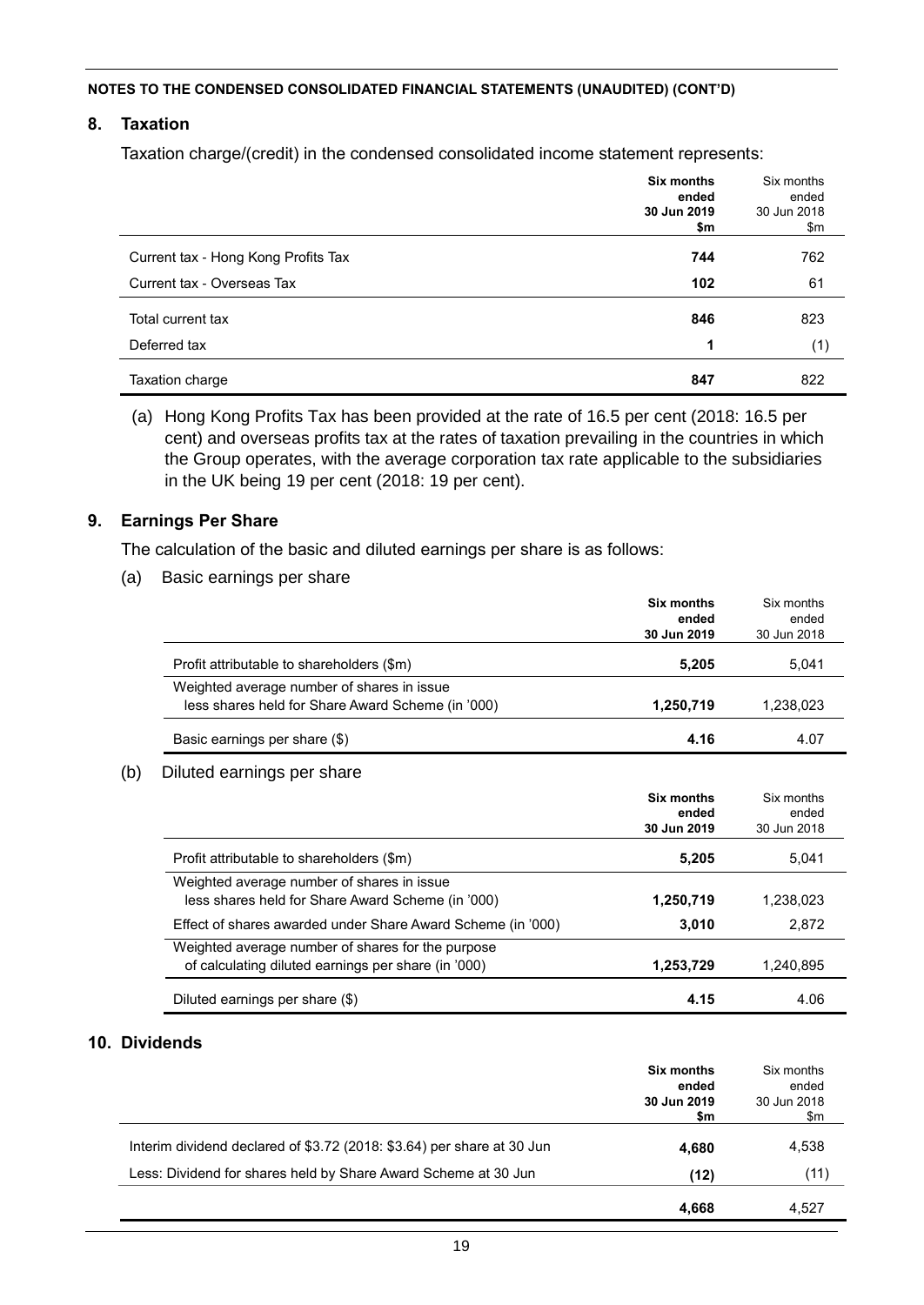**NOTES TO THE CONDENSED CONSOLIDATED FINANCIAL STATEMENTS (UNAUDITED) (CONT'D)**

## 8. Taxation

Taxation charge/(credit) in the condensed consolidated income statement represents:

| | **Six months ended 30 Jun 2019 $m** | Six months ended 30 Jun 2018 $m |
|---|---|---|
| Current tax - Hong Kong Profits Tax | **744** | 762 |
| Current tax - Overseas Tax | **102** | 61 |
| Total current tax | **846** | 823 |
| Deferred tax | **1** | (1) |
| Taxation charge | **847** | 822 |

(a) Hong Kong Profits Tax has been provided at the rate of 16.5 per cent (2018: 16.5 per cent) and overseas profits tax at the rates of taxation prevailing in the countries in which the Group operates, with the average corporation tax rate applicable to the subsidiaries in the UK being 19 per cent (2018: 19 per cent).

## 9. Earnings Per Share

The calculation of the basic and diluted earnings per share is as follows:

(a) Basic earnings per share

| | **Six months ended 30 Jun 2019** | Six months ended 30 Jun 2018 |
|---|---|---|
| Profit attributable to shareholders ($m) | **5,205** | 5,041 |
| Weighted average number of shares in issue less shares held for Share Award Scheme (in '000) | **1,250,719** | 1,238,023 |
| Basic earnings per share ($) | **4.16** | 4.07 |

(b) Diluted earnings per share

| | **Six months ended 30 Jun 2019** | Six months ended 30 Jun 2018 |
|---|---|---|
| Profit attributable to shareholders ($m) | **5,205** | 5,041 |
| Weighted average number of shares in issue less shares held for Share Award Scheme (in '000) | **1,250,719** | 1,238,023 |
| Effect of shares awarded under Share Award Scheme (in '000) | **3,010** | 2,872 |
| Weighted average number of shares for the purpose of calculating diluted earnings per share (in '000) | **1,253,729** | 1,240,895 |
| Diluted earnings per share ($) | **4.15** | 4.06 |

## 10. Dividends

| | **Six months ended 30 Jun 2019 $m** | Six months ended 30 Jun 2018 $m |
|---|---|---|
| Interim dividend declared of $3.72 (2018: $3.64) per share at 30 Jun | **4,680** | 4,538 |
| Less: Dividend for shares held by Share Award Scheme at 30 Jun | **(12)** | (11) |
| | **4,668** | 4,527 |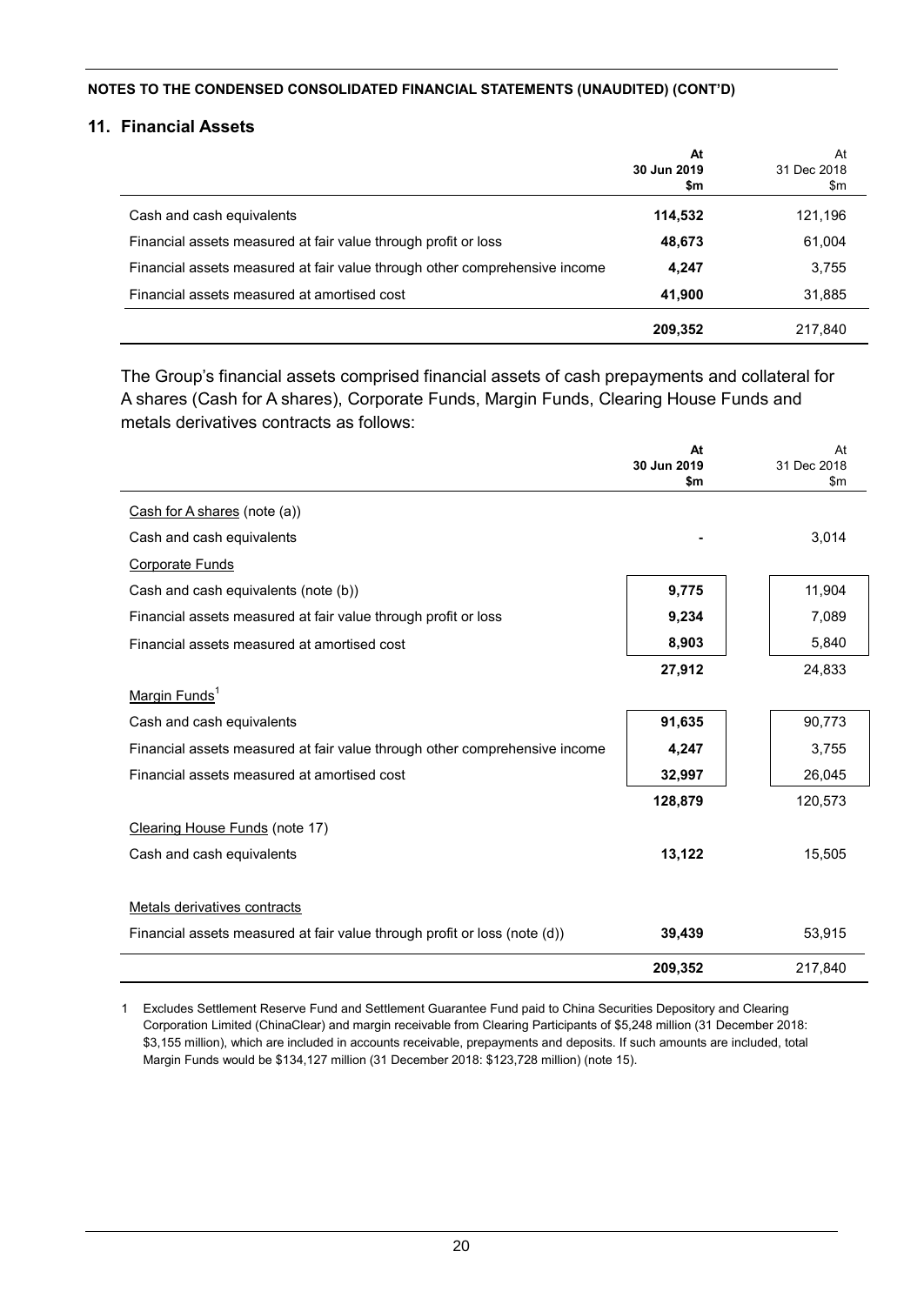**NOTES TO THE CONDENSED CONSOLIDATED FINANCIAL STATEMENTS (UNAUDITED) (CONT'D)**

## 11. Financial Assets

| | **At 30 Jun 2019 $m** | At 31 Dec 2018 $m |
|---|---|---|
| Cash and cash equivalents | **114,532** | 121,196 |
| Financial assets measured at fair value through profit or loss | **48,673** | 61,004 |
| Financial assets measured at fair value through other comprehensive income | **4,247** | 3,755 |
| Financial assets measured at amortised cost | **41,900** | 31,885 |
| | **209,352** | 217,840 |

The Group's financial assets comprised financial assets of cash prepayments and collateral for A shares (Cash for A shares), Corporate Funds, Margin Funds, Clearing House Funds and metals derivatives contracts as follows:

| | **At 30 Jun 2019 $m** | At 31 Dec 2018 $m |
|---|---|---|
| Cash for A shares (note (a)) | | |
| Cash and cash equivalents | **-** | 3,014 |
| Corporate Funds | | |
| Cash and cash equivalents (note (b)) | **9,775** | 11,904 |
| Financial assets measured at fair value through profit or loss | **9,234** | 7,089 |
| Financial assets measured at amortised cost | **8,903** | 5,840 |
| | **27,912** | 24,833 |
| Margin Funds[1] | | |
| Cash and cash equivalents | **91,635** | 90,773 |
| Financial assets measured at fair value through other comprehensive income | **4,247** | 3,755 |
| Financial assets measured at amortised cost | **32,997** | 26,045 |
| | **128,879** | 120,573 |
| Clearing House Funds (note 17) | | |
| Cash and cash equivalents | **13,122** | 15,505 |
| Metals derivatives contracts | | |
| Financial assets measured at fair value through profit or loss (note (d)) | **39,439** | 53,915 |
| | **209,352** | 217,840 |

1 Excludes Settlement Reserve Fund and Settlement Guarantee Fund paid to China Securities Depository and Clearing Corporation Limited (ChinaClear) and margin receivable from Clearing Participants of $5,248 million (31 December 2018: $3,155 million), which are included in accounts receivable, prepayments and deposits. If such amounts are included, total Margin Funds would be $134,127 million (31 December 2018: $123,728 million) (note 15).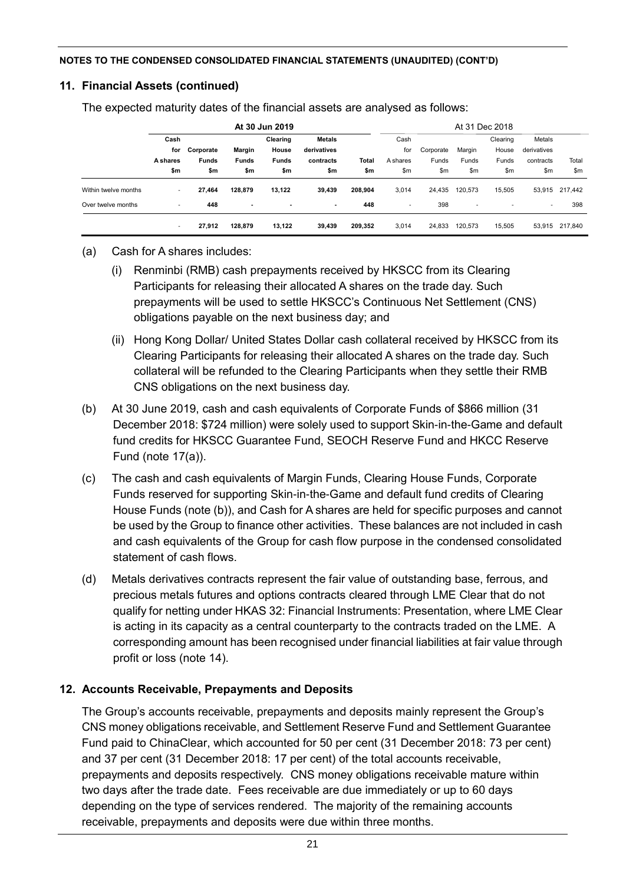NOTES TO THE CONDENSED CONSOLIDATED FINANCIAL STATEMENTS (UNAUDITED) (CONT'D)

## 11. Financial Assets (continued)

The expected maturity dates of the financial assets are analysed as follows:

| | At 30 Jun 2019 | | | | | | At 31 Dec 2018 | | | | | |
|---|---|---|---|---|---|---|---|---|---|---|---|---|
| | Cash for A shares $m | Corporate Funds $m | Margin Funds $m | Clearing House Funds $m | Metals derivatives contracts $m | Total $m | Cash for A shares $m | Corporate Funds $m | Margin Funds $m | Clearing House Funds $m | Metals derivatives contracts $m | Total $m |
| Within twelve months | - | 27,464 | 128,879 | 13,122 | 39,439 | 208,904 | 3,014 | 24,435 | 120,573 | 15,505 | 53,915 | 217,442 |
| Over twelve months | - | 448 | - | - | - | 448 | - | 398 | - | - | - | 398 |
| | - | 27,912 | 128,879 | 13,122 | 39,439 | 209,352 | 3,014 | 24,833 | 120,573 | 15,505 | 53,915 | 217,840 |

(a) Cash for A shares includes:

(i) Renminbi (RMB) cash prepayments received by HKSCC from its Clearing Participants for releasing their allocated A shares on the trade day. Such prepayments will be used to settle HKSCC's Continuous Net Settlement (CNS) obligations payable on the next business day; and

(ii) Hong Kong Dollar/ United States Dollar cash collateral received by HKSCC from its Clearing Participants for releasing their allocated A shares on the trade day. Such collateral will be refunded to the Clearing Participants when they settle their RMB CNS obligations on the next business day.

(b) At 30 June 2019, cash and cash equivalents of Corporate Funds of $866 million (31 December 2018: $724 million) were solely used to support Skin-in-the-Game and default fund credits for HKSCC Guarantee Fund, SEOCH Reserve Fund and HKCC Reserve Fund (note 17(a)).

(c) The cash and cash equivalents of Margin Funds, Clearing House Funds, Corporate Funds reserved for supporting Skin-in-the-Game and default fund credits of Clearing House Funds (note (b)), and Cash for A shares are held for specific purposes and cannot be used by the Group to finance other activities. These balances are not included in cash and cash equivalents of the Group for cash flow purpose in the condensed consolidated statement of cash flows.

(d) Metals derivatives contracts represent the fair value of outstanding base, ferrous, and precious metals futures and options contracts cleared through LME Clear that do not qualify for netting under HKAS 32: Financial Instruments: Presentation, where LME Clear is acting in its capacity as a central counterparty to the contracts traded on the LME. A corresponding amount has been recognised under financial liabilities at fair value through profit or loss (note 14).

## 12. Accounts Receivable, Prepayments and Deposits

The Group's accounts receivable, prepayments and deposits mainly represent the Group's CNS money obligations receivable, and Settlement Reserve Fund and Settlement Guarantee Fund paid to ChinaClear, which accounted for 50 per cent (31 December 2018: 73 per cent) and 37 per cent (31 December 2018: 17 per cent) of the total accounts receivable, prepayments and deposits respectively. CNS money obligations receivable mature within two days after the trade date. Fees receivable are due immediately or up to 60 days depending on the type of services rendered. The majority of the remaining accounts receivable, prepayments and deposits were due within three months.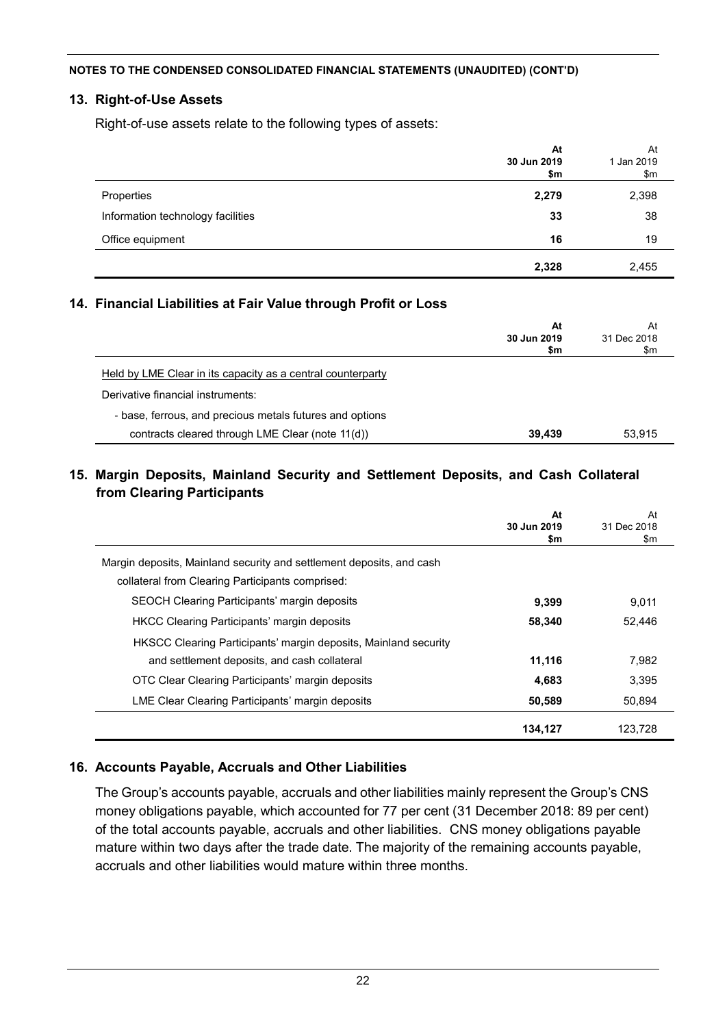**NOTES TO THE CONDENSED CONSOLIDATED FINANCIAL STATEMENTS (UNAUDITED) (CONT'D)**

## 13. Right-of-Use Assets

Right-of-use assets relate to the following types of assets:

| | At 30 Jun 2019 $m | At 1 Jan 2019 $m |
|---|---|---|
| Properties | **2,279** | 2,398 |
| Information technology facilities | **33** | 38 |
| Office equipment | **16** | 19 |
| | **2,328** | 2,455 |

## 14. Financial Liabilities at Fair Value through Profit or Loss

| | At 30 Jun 2019 $m | At 31 Dec 2018 $m |
|---|---|---|
| Held by LME Clear in its capacity as a central counterparty | | |
| Derivative financial instruments: | | |
| - base, ferrous, and precious metals futures and options contracts cleared through LME Clear (note 11(d)) | **39,439** | 53,915 |

## 15. Margin Deposits, Mainland Security and Settlement Deposits, and Cash Collateral from Clearing Participants

| | At 30 Jun 2019 $m | At 31 Dec 2018 $m |
|---|---|---|
| Margin deposits, Mainland security and settlement deposits, and cash collateral from Clearing Participants comprised: | | |
| SEOCH Clearing Participants' margin deposits | **9,399** | 9,011 |
| HKCC Clearing Participants' margin deposits | **58,340** | 52,446 |
| HKSCC Clearing Participants' margin deposits, Mainland security and settlement deposits, and cash collateral | **11,116** | 7,982 |
| OTC Clear Clearing Participants' margin deposits | **4,683** | 3,395 |
| LME Clear Clearing Participants' margin deposits | **50,589** | 50,894 |
| | **134,127** | 123,728 |

## 16. Accounts Payable, Accruals and Other Liabilities

The Group's accounts payable, accruals and other liabilities mainly represent the Group's CNS money obligations payable, which accounted for 77 per cent (31 December 2018: 89 per cent) of the total accounts payable, accruals and other liabilities. CNS money obligations payable mature within two days after the trade date. The majority of the remaining accounts payable, accruals and other liabilities would mature within three months.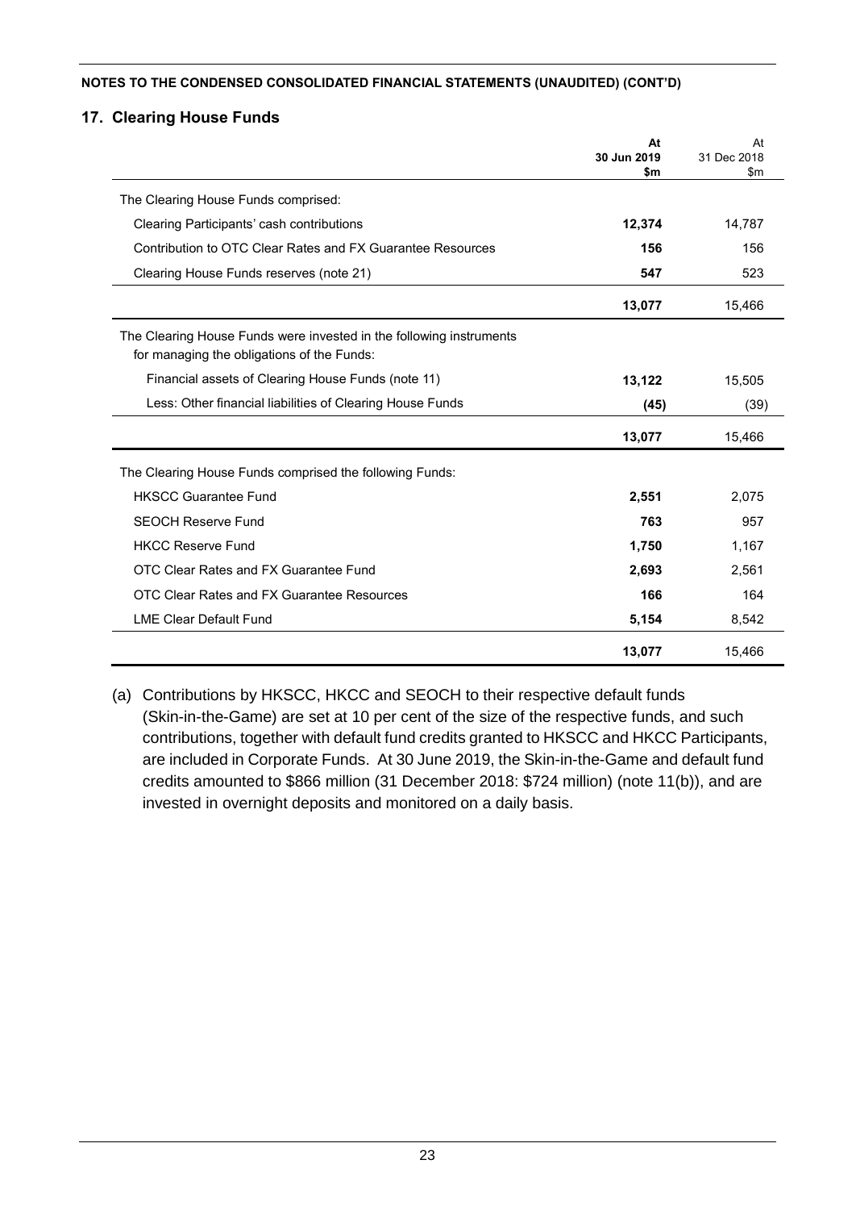**NOTES TO THE CONDENSED CONSOLIDATED FINANCIAL STATEMENTS (UNAUDITED) (CONT'D)**

## 17. Clearing House Funds

| | **At 30 Jun 2019 $m** | At 31 Dec 2018 $m |
|---|---|---|
| The Clearing House Funds comprised: | | |
| Clearing Participants' cash contributions | **12,374** | 14,787 |
| Contribution to OTC Clear Rates and FX Guarantee Resources | **156** | 156 |
| Clearing House Funds reserves (note 21) | **547** | 523 |
| | **13,077** | 15,466 |
| The Clearing House Funds were invested in the following instruments for managing the obligations of the Funds: | | |
| Financial assets of Clearing House Funds (note 11) | **13,122** | 15,505 |
| Less: Other financial liabilities of Clearing House Funds | **(45)** | (39) |
| | **13,077** | 15,466 |
| The Clearing House Funds comprised the following Funds: | | |
| HKSCC Guarantee Fund | **2,551** | 2,075 |
| SEOCH Reserve Fund | **763** | 957 |
| HKCC Reserve Fund | **1,750** | 1,167 |
| OTC Clear Rates and FX Guarantee Fund | **2,693** | 2,561 |
| OTC Clear Rates and FX Guarantee Resources | **166** | 164 |
| LME Clear Default Fund | **5,154** | 8,542 |
| | **13,077** | 15,466 |

(a) Contributions by HKSCC, HKCC and SEOCH to their respective default funds (Skin-in-the-Game) are set at 10 per cent of the size of the respective funds, and such contributions, together with default fund credits granted to HKSCC and HKCC Participants, are included in Corporate Funds. At 30 June 2019, the Skin-in-the-Game and default fund credits amounted to \$866 million (31 December 2018: \$724 million) (note 11(b)), and are invested in overnight deposits and monitored on a daily basis.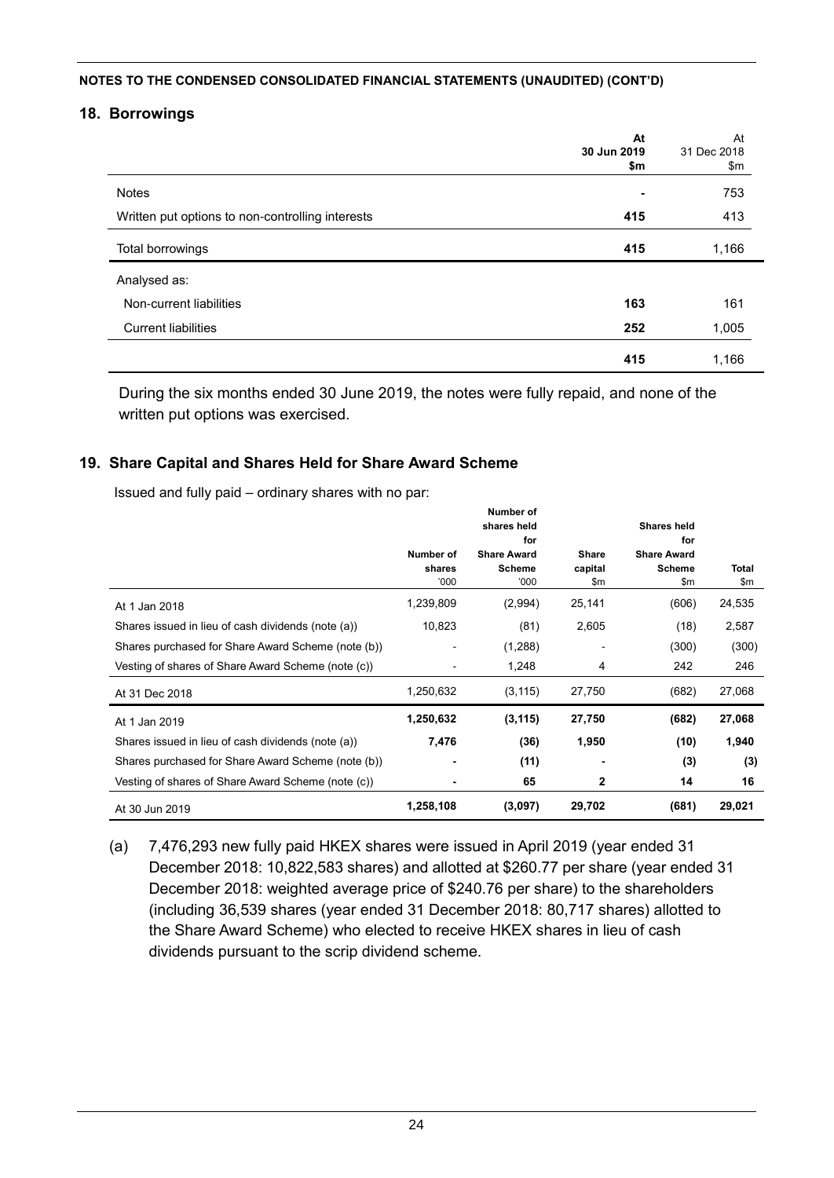**NOTES TO THE CONDENSED CONSOLIDATED FINANCIAL STATEMENTS (UNAUDITED) (CONT'D)**

## 18. Borrowings

| | At 30 Jun 2019 $m | At 31 Dec 2018 $m |
|---|---|---|
| Notes | - | 753 |
| Written put options to non-controlling interests | 415 | 413 |
| Total borrowings | 415 | 1,166 |
| Analysed as: | | |
| Non-current liabilities | 163 | 161 |
| Current liabilities | 252 | 1,005 |
| | 415 | 1,166 |

During the six months ended 30 June 2019, the notes were fully repaid, and none of the written put options was exercised.

## 19. Share Capital and Shares Held for Share Award Scheme

Issued and fully paid – ordinary shares with no par:

| | Number of shares '000 | Number of shares held for Share Award Scheme '000 | Share capital $m | Shares held for Share Award Scheme $m | Total $m |
|---|---|---|---|---|---|
| At 1 Jan 2018 | 1,239,809 | (2,994) | 25,141 | (606) | 24,535 |
| Shares issued in lieu of cash dividends (note (a)) | 10,823 | (81) | 2,605 | (18) | 2,587 |
| Shares purchased for Share Award Scheme (note (b)) | - | (1,288) | - | (300) | (300) |
| Vesting of shares of Share Award Scheme (note (c)) | - | 1,248 | 4 | 242 | 246 |
| At 31 Dec 2018 | 1,250,632 | (3,115) | 27,750 | (682) | 27,068 |
| At 1 Jan 2019 | 1,250,632 | (3,115) | 27,750 | (682) | 27,068 |
| Shares issued in lieu of cash dividends (note (a)) | 7,476 | (36) | 1,950 | (10) | 1,940 |
| Shares purchased for Share Award Scheme (note (b)) | - | (11) | - | (3) | (3) |
| Vesting of shares of Share Award Scheme (note (c)) | - | 65 | 2 | 14 | 16 |
| At 30 Jun 2019 | 1,258,108 | (3,097) | 29,702 | (681) | 29,021 |

(a) 7,476,293 new fully paid HKEX shares were issued in April 2019 (year ended 31 December 2018: 10,822,583 shares) and allotted at $260.77 per share (year ended 31 December 2018: weighted average price of $240.76 per share) to the shareholders (including 36,539 shares (year ended 31 December 2018: 80,717 shares) allotted to the Share Award Scheme) who elected to receive HKEX shares in lieu of cash dividends pursuant to the scrip dividend scheme.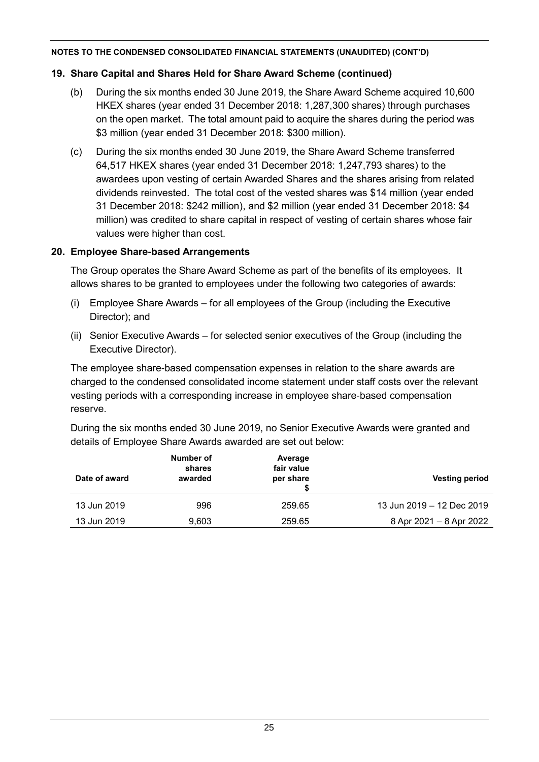NOTES TO THE CONDENSED CONSOLIDATED FINANCIAL STATEMENTS (UNAUDITED) (CONT'D)

## 19. Share Capital and Shares Held for Share Award Scheme (continued)

(b) During the six months ended 30 June 2019, the Share Award Scheme acquired 10,600 HKEX shares (year ended 31 December 2018: 1,287,300 shares) through purchases on the open market. The total amount paid to acquire the shares during the period was $3 million (year ended 31 December 2018: $300 million).

(c) During the six months ended 30 June 2019, the Share Award Scheme transferred 64,517 HKEX shares (year ended 31 December 2018: 1,247,793 shares) to the awardees upon vesting of certain Awarded Shares and the shares arising from related dividends reinvested. The total cost of the vested shares was $14 million (year ended 31 December 2018: $242 million), and $2 million (year ended 31 December 2018: $4 million) was credited to share capital in respect of vesting of certain shares whose fair values were higher than cost.

## 20. Employee Share-based Arrangements

The Group operates the Share Award Scheme as part of the benefits of its employees. It allows shares to be granted to employees under the following two categories of awards:

(i) Employee Share Awards – for all employees of the Group (including the Executive Director); and

(ii) Senior Executive Awards – for selected senior executives of the Group (including the Executive Director).

The employee share-based compensation expenses in relation to the share awards are charged to the condensed consolidated income statement under staff costs over the relevant vesting periods with a corresponding increase in employee share-based compensation reserve.

During the six months ended 30 June 2019, no Senior Executive Awards were granted and details of Employee Share Awards awarded are set out below:

| Date of award | Number of shares awarded | Average fair value per share $ | Vesting period |
|---|---|---|---|
| 13 Jun 2019 | 996 | 259.65 | 13 Jun 2019 – 12 Dec 2019 |
| 13 Jun 2019 | 9,603 | 259.65 | 8 Apr 2021 – 8 Apr 2022 |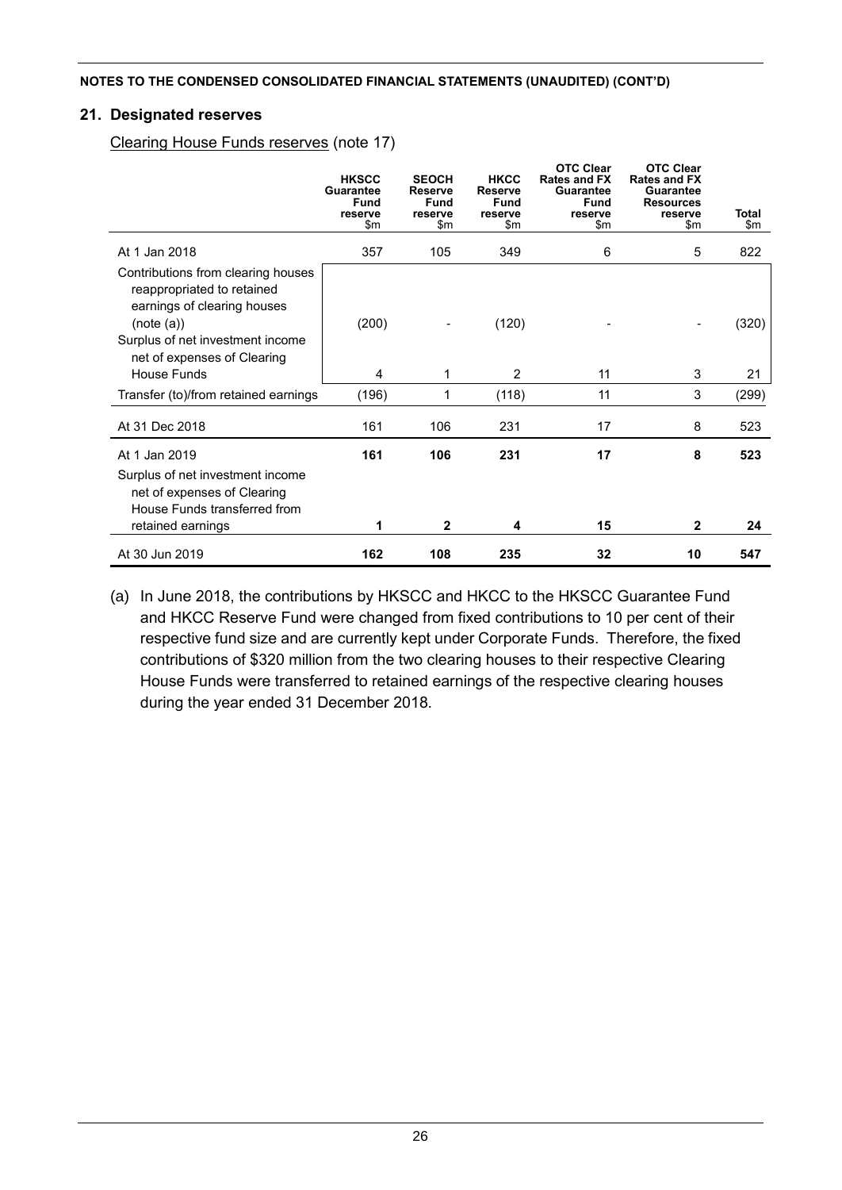**NOTES TO THE CONDENSED CONSOLIDATED FINANCIAL STATEMENTS (UNAUDITED) (CONT'D)**

## 21. Designated reserves

Clearing House Funds reserves (note 17)

| | HKSCC Guarantee Fund reserve $m | SEOCH Reserve Fund reserve $m | HKCC Reserve Fund reserve $m | OTC Clear Rates and FX Guarantee Fund reserve $m | OTC Clear Rates and FX Guarantee Resources reserve $m | Total $m |
|---|---|---|---|---|---|---|
| At 1 Jan 2018 | 357 | 105 | 349 | 6 | 5 | 822 |
| Contributions from clearing houses reappropriated to retained earnings of clearing houses (note (a)) | (200) | - | (120) | - | - | (320) |
| Surplus of net investment income net of expenses of Clearing House Funds | 4 | 1 | 2 | 11 | 3 | 21 |
| Transfer (to)/from retained earnings | (196) | 1 | (118) | 11 | 3 | (299) |
| At 31 Dec 2018 | 161 | 106 | 231 | 17 | 8 | 523 |
| **At 1 Jan 2019** | **161** | **106** | **231** | **17** | **8** | **523** |
| Surplus of net investment income net of expenses of Clearing House Funds transferred from retained earnings | **1** | **2** | **4** | **15** | **2** | **24** |
| At 30 Jun 2019 | **162** | **108** | **235** | **32** | **10** | **547** |

(a) In June 2018, the contributions by HKSCC and HKCC to the HKSCC Guarantee Fund and HKCC Reserve Fund were changed from fixed contributions to 10 per cent of their respective fund size and are currently kept under Corporate Funds. Therefore, the fixed contributions of $320 million from the two clearing houses to their respective Clearing House Funds were transferred to retained earnings of the respective clearing houses during the year ended 31 December 2018.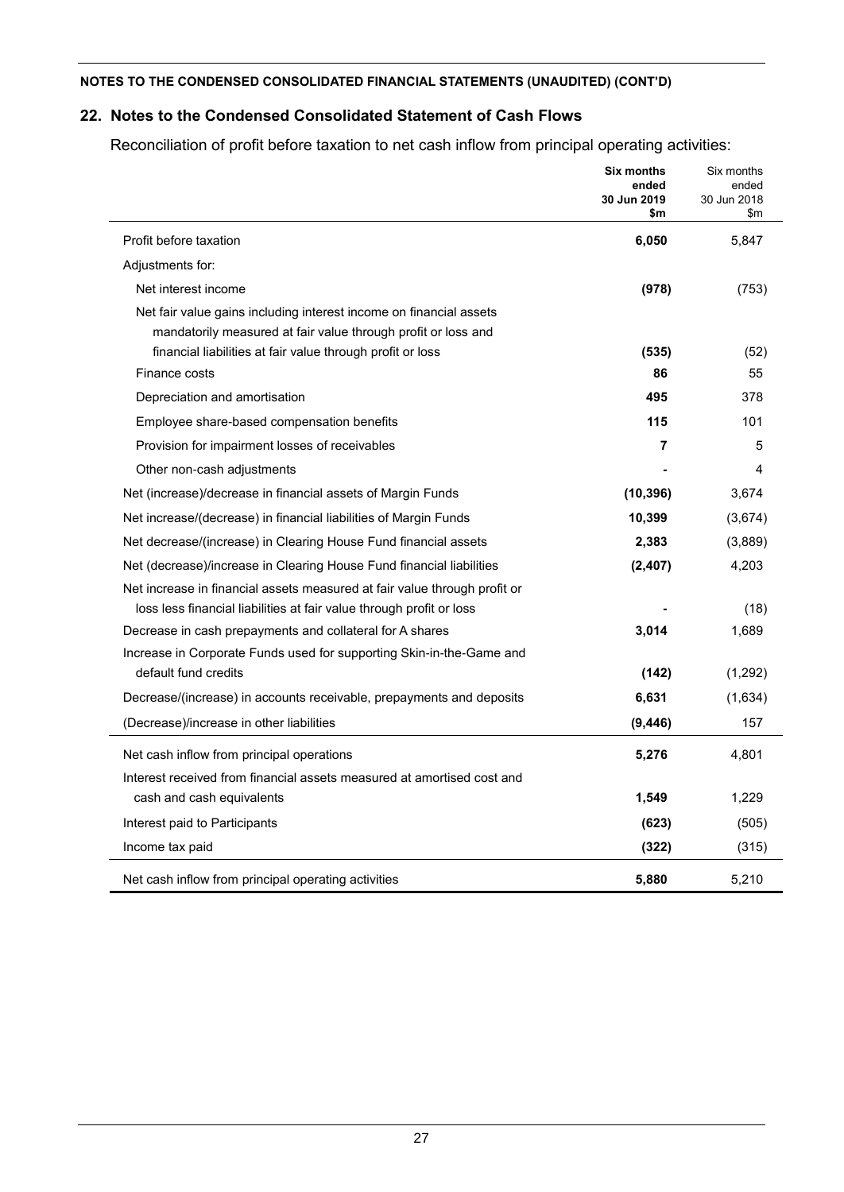NOTES TO THE CONDENSED CONSOLIDATED FINANCIAL STATEMENTS (UNAUDITED) (CONT'D)

## 22. Notes to the Condensed Consolidated Statement of Cash Flows

Reconciliation of profit before taxation to net cash inflow from principal operating activities:

| | **Six months ended 30 Jun 2019 $m** | Six months ended 30 Jun 2018 $m |
|---|---|---|
| Profit before taxation | **6,050** | 5,847 |
| Adjustments for: | | |
| Net interest income | **(978)** | (753) |
| Net fair value gains including interest income on financial assets mandatorily measured at fair value through profit or loss and financial liabilities at fair value through profit or loss | **(535)** | (52) |
| Finance costs | **86** | 55 |
| Depreciation and amortisation | **495** | 378 |
| Employee share-based compensation benefits | **115** | 101 |
| Provision for impairment losses of receivables | **7** | 5 |
| Other non-cash adjustments | **-** | 4 |
| Net (increase)/decrease in financial assets of Margin Funds | **(10,396)** | 3,674 |
| Net increase/(decrease) in financial liabilities of Margin Funds | **10,399** | (3,674) |
| Net decrease/(increase) in Clearing House Fund financial assets | **2,383** | (3,889) |
| Net (decrease)/increase in Clearing House Fund financial liabilities | **(2,407)** | 4,203 |
| Net increase in financial assets measured at fair value through profit or loss less financial liabilities at fair value through profit or loss | **-** | (18) |
| Decrease in cash prepayments and collateral for A shares | **3,014** | 1,689 |
| Increase in Corporate Funds used for supporting Skin-in-the-Game and default fund credits | **(142)** | (1,292) |
| Decrease/(increase) in accounts receivable, prepayments and deposits | **6,631** | (1,634) |
| (Decrease)/increase in other liabilities | **(9,446)** | 157 |
| Net cash inflow from principal operations | **5,276** | 4,801 |
| Interest received from financial assets measured at amortised cost and cash and cash equivalents | **1,549** | 1,229 |
| Interest paid to Participants | **(623)** | (505) |
| Income tax paid | **(322)** | (315) |
| Net cash inflow from principal operating activities | **5,880** | 5,210 |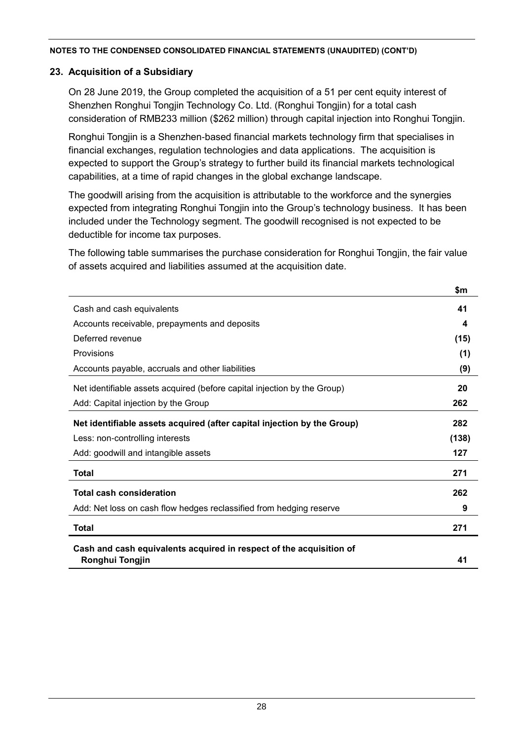**NOTES TO THE CONDENSED CONSOLIDATED FINANCIAL STATEMENTS (UNAUDITED) (CONT'D)**

## 23. Acquisition of a Subsidiary

On 28 June 2019, the Group completed the acquisition of a 51 per cent equity interest of Shenzhen Ronghui Tongjin Technology Co. Ltd. (Ronghui Tongjin) for a total cash consideration of RMB233 million ($262 million) through capital injection into Ronghui Tongjin.

Ronghui Tongjin is a Shenzhen-based financial markets technology firm that specialises in financial exchanges, regulation technologies and data applications. The acquisition is expected to support the Group's strategy to further build its financial markets technological capabilities, at a time of rapid changes in the global exchange landscape.

The goodwill arising from the acquisition is attributable to the workforce and the synergies expected from integrating Ronghui Tongjin into the Group's technology business. It has been included under the Technology segment. The goodwill recognised is not expected to be deductible for income tax purposes.

The following table summarises the purchase consideration for Ronghui Tongjin, the fair value of assets acquired and liabilities assumed at the acquisition date.

| | $m |
|---|---|
| Cash and cash equivalents | **41** |
| Accounts receivable, prepayments and deposits | **4** |
| Deferred revenue | **(15)** |
| Provisions | **(1)** |
| Accounts payable, accruals and other liabilities | **(9)** |
| Net identifiable assets acquired (before capital injection by the Group) | **20** |
| Add: Capital injection by the Group | **262** |
| **Net identifiable assets acquired (after capital injection by the Group)** | **282** |
| Less: non-controlling interests | **(138)** |
| Add: goodwill and intangible assets | **127** |
| **Total** | **271** |
| **Total cash consideration** | **262** |
| Add: Net loss on cash flow hedges reclassified from hedging reserve | **9** |
| **Total** | **271** |
| **Cash and cash equivalents acquired in respect of the acquisition of Ronghui Tongjin** | **41** |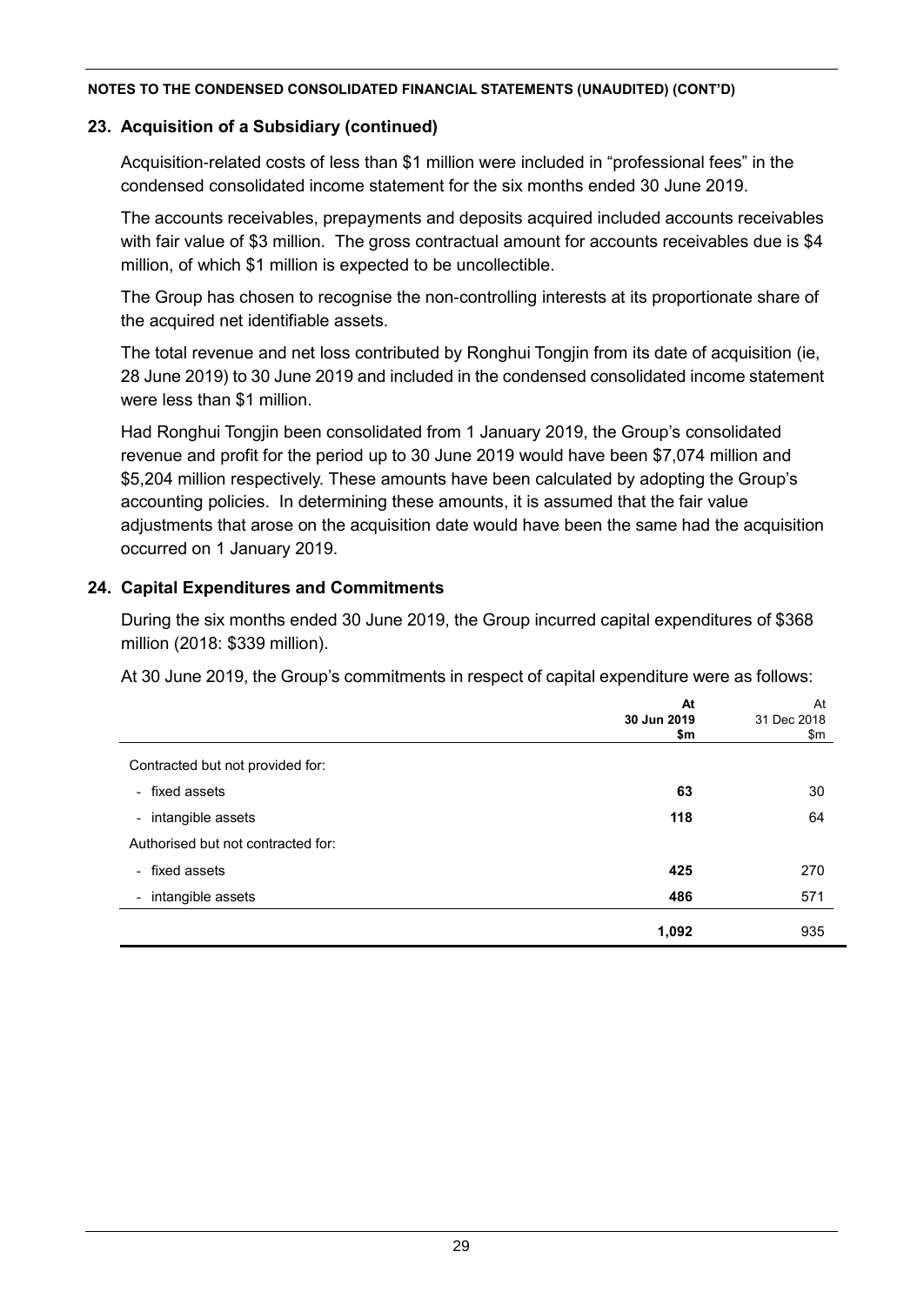**NOTES TO THE CONDENSED CONSOLIDATED FINANCIAL STATEMENTS (UNAUDITED) (CONT'D)**

## 23. Acquisition of a Subsidiary (continued)

Acquisition-related costs of less than $1 million were included in "professional fees" in the condensed consolidated income statement for the six months ended 30 June 2019.

The accounts receivables, prepayments and deposits acquired included accounts receivables with fair value of $3 million. The gross contractual amount for accounts receivables due is $4 million, of which $1 million is expected to be uncollectible.

The Group has chosen to recognise the non-controlling interests at its proportionate share of the acquired net identifiable assets.

The total revenue and net loss contributed by Ronghui Tongjin from its date of acquisition (ie, 28 June 2019) to 30 June 2019 and included in the condensed consolidated income statement were less than $1 million.

Had Ronghui Tongjin been consolidated from 1 January 2019, the Group's consolidated revenue and profit for the period up to 30 June 2019 would have been $7,074 million and $5,204 million respectively. These amounts have been calculated by adopting the Group's accounting policies. In determining these amounts, it is assumed that the fair value adjustments that arose on the acquisition date would have been the same had the acquisition occurred on 1 January 2019.

## 24. Capital Expenditures and Commitments

During the six months ended 30 June 2019, the Group incurred capital expenditures of $368 million (2018: $339 million).

At 30 June 2019, the Group's commitments in respect of capital expenditure were as follows:

| | **At 30 Jun 2019 $m** | At 31 Dec 2018 $m |
|---|---|---|
| Contracted but not provided for: | | |
| - fixed assets | **63** | 30 |
| - intangible assets | **118** | 64 |
| Authorised but not contracted for: | | |
| - fixed assets | **425** | 270 |
| - intangible assets | **486** | 571 |
| | **1,092** | 935 |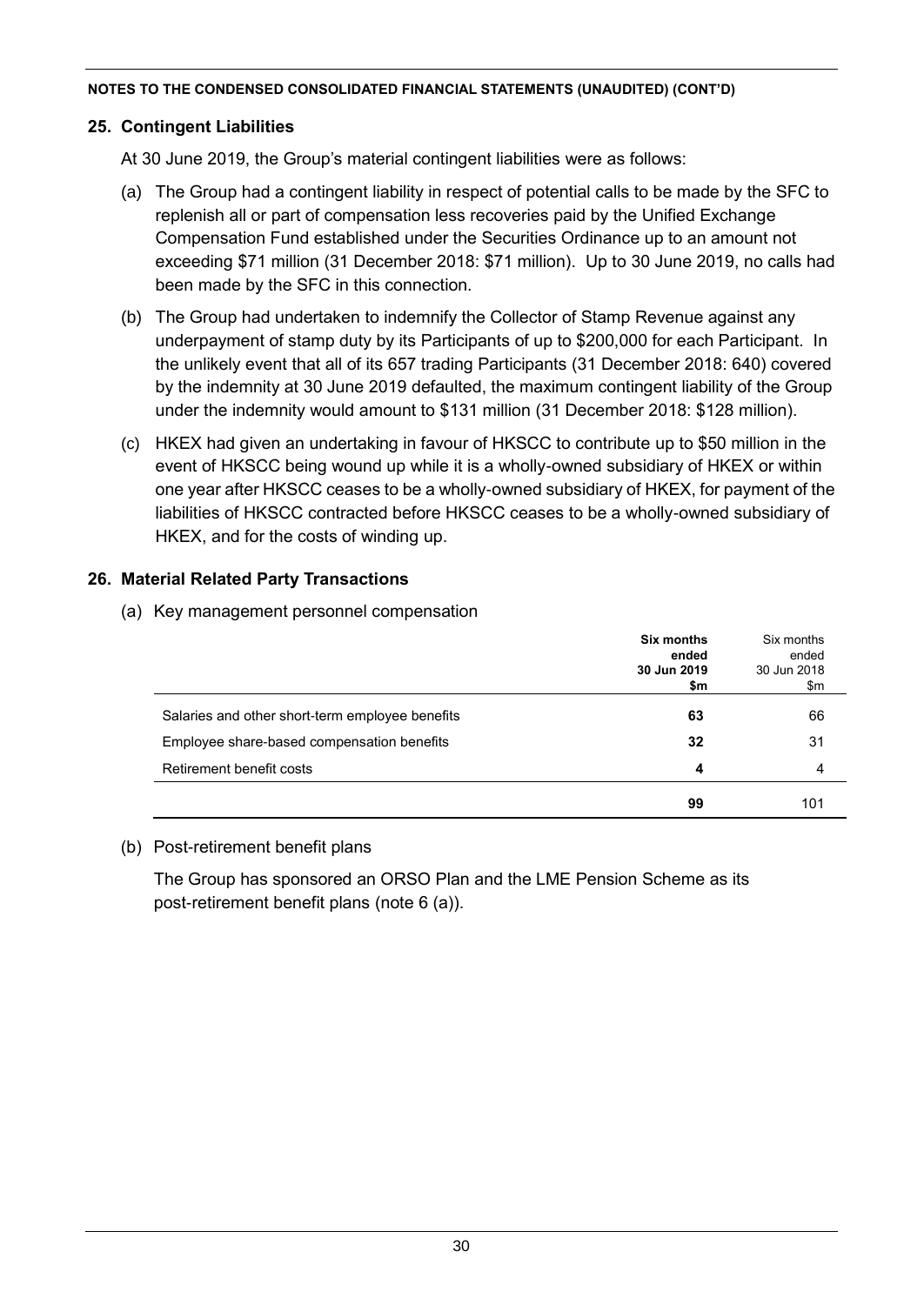**NOTES TO THE CONDENSED CONSOLIDATED FINANCIAL STATEMENTS (UNAUDITED) (CONT'D)**

## 25. Contingent Liabilities

At 30 June 2019, the Group's material contingent liabilities were as follows:

(a) The Group had a contingent liability in respect of potential calls to be made by the SFC to replenish all or part of compensation less recoveries paid by the Unified Exchange Compensation Fund established under the Securities Ordinance up to an amount not exceeding $71 million (31 December 2018: $71 million). Up to 30 June 2019, no calls had been made by the SFC in this connection.

(b) The Group had undertaken to indemnify the Collector of Stamp Revenue against any underpayment of stamp duty by its Participants of up to $200,000 for each Participant. In the unlikely event that all of its 657 trading Participants (31 December 2018: 640) covered by the indemnity at 30 June 2019 defaulted, the maximum contingent liability of the Group under the indemnity would amount to $131 million (31 December 2018: $128 million).

(c) HKEX had given an undertaking in favour of HKSCC to contribute up to $50 million in the event of HKSCC being wound up while it is a wholly-owned subsidiary of HKEX or within one year after HKSCC ceases to be a wholly-owned subsidiary of HKEX, for payment of the liabilities of HKSCC contracted before HKSCC ceases to be a wholly-owned subsidiary of HKEX, and for the costs of winding up.

## 26. Material Related Party Transactions

(a) Key management personnel compensation

| | **Six months ended 30 Jun 2019 $m** | Six months ended 30 Jun 2018 $m |
|---|---|---|
| Salaries and other short-term employee benefits | **63** | 66 |
| Employee share-based compensation benefits | **32** | 31 |
| Retirement benefit costs | **4** | 4 |
| | **99** | 101 |

(b) Post-retirement benefit plans

The Group has sponsored an ORSO Plan and the LME Pension Scheme as its post-retirement benefit plans (note 6 (a)).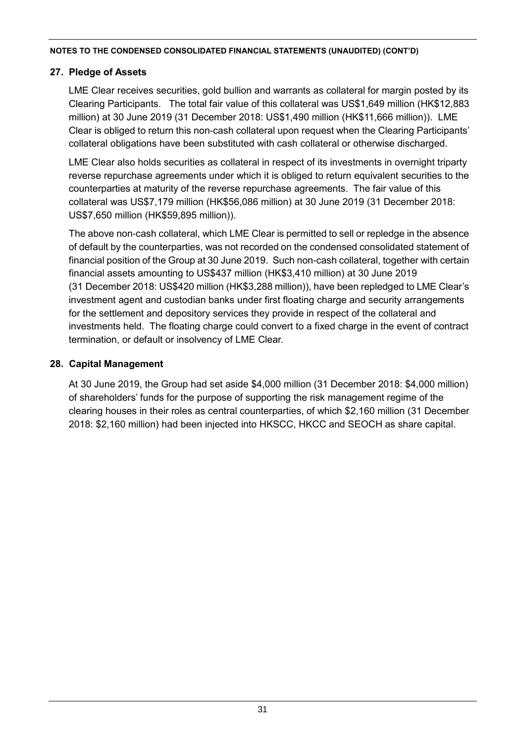## 27. Pledge of Assets

LME Clear receives securities, gold bullion and warrants as collateral for margin posted by its Clearing Participants. The total fair value of this collateral was US$1,649 million (HK$12,883 million) at 30 June 2019 (31 December 2018: US$1,490 million (HK$11,666 million)). LME Clear is obliged to return this non-cash collateral upon request when the Clearing Participants' collateral obligations have been substituted with cash collateral or otherwise discharged.

LME Clear also holds securities as collateral in respect of its investments in overnight triparty reverse repurchase agreements under which it is obliged to return equivalent securities to the counterparties at maturity of the reverse repurchase agreements. The fair value of this collateral was US$7,179 million (HK$56,086 million) at 30 June 2019 (31 December 2018: US$7,650 million (HK$59,895 million)).

The above non-cash collateral, which LME Clear is permitted to sell or repledge in the absence of default by the counterparties, was not recorded on the condensed consolidated statement of financial position of the Group at 30 June 2019. Such non-cash collateral, together with certain financial assets amounting to US$437 million (HK$3,410 million) at 30 June 2019 (31 December 2018: US$420 million (HK$3,288 million)), have been repledged to LME Clear's investment agent and custodian banks under first floating charge and security arrangements for the settlement and depository services they provide in respect of the collateral and investments held. The floating charge could convert to a fixed charge in the event of contract termination, or default or insolvency of LME Clear.

## 28. Capital Management

At 30 June 2019, the Group had set aside $4,000 million (31 December 2018: $4,000 million) of shareholders' funds for the purpose of supporting the risk management regime of the clearing houses in their roles as central counterparties, of which $2,160 million (31 December 2018: $2,160 million) had been injected into HKSCC, HKCC and SEOCH as share capital.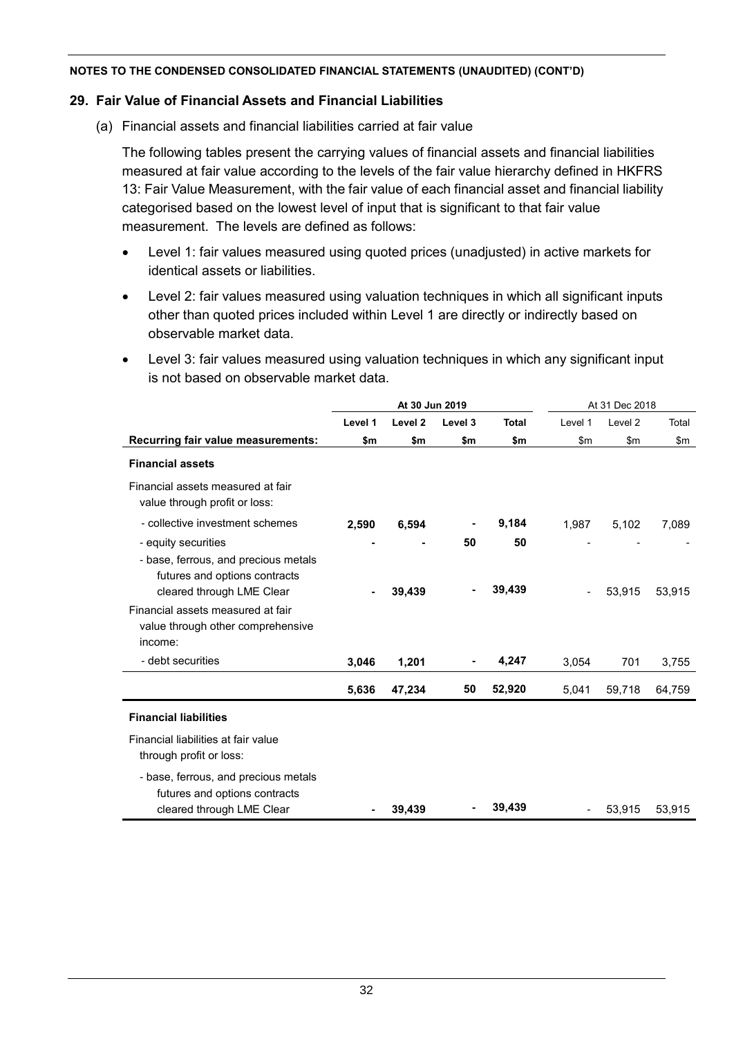**NOTES TO THE CONDENSED CONSOLIDATED FINANCIAL STATEMENTS (UNAUDITED) (CONT'D)**

## 29. Fair Value of Financial Assets and Financial Liabilities

(a) Financial assets and financial liabilities carried at fair value

The following tables present the carrying values of financial assets and financial liabilities measured at fair value according to the levels of the fair value hierarchy defined in HKFRS 13: Fair Value Measurement, with the fair value of each financial asset and financial liability categorised based on the lowest level of input that is significant to that fair value measurement. The levels are defined as follows:

- Level 1: fair values measured using quoted prices (unadjusted) in active markets for identical assets or liabilities.
- Level 2: fair values measured using valuation techniques in which all significant inputs other than quoted prices included within Level 1 are directly or indirectly based on observable market data.
- Level 3: fair values measured using valuation techniques in which any significant input is not based on observable market data.

| | **At 30 Jun 2019** | | | | At 31 Dec 2018 | | |
|---|---|---|---|---|---|---|---|
| | **Level 1** | **Level 2** | **Level 3** | **Total** | Level 1 | Level 2 | Total |
| **Recurring fair value measurements:** | **$m** | **$m** | **$m** | **$m** | $m | $m | $m |
| **Financial assets** | | | | | | | |
| Financial assets measured at fair value through profit or loss: | | | | | | | |
| - collective investment schemes | **2,590** | **6,594** | **-** | **9,184** | 1,987 | 5,102 | 7,089 |
| - equity securities | **-** | **-** | **50** | **50** | - | - | - |
| - base, ferrous, and precious metals futures and options contracts cleared through LME Clear | **-** | **39,439** | **-** | **39,439** | - | 53,915 | 53,915 |
| Financial assets measured at fair value through other comprehensive income: | | | | | | | |
| - debt securities | **3,046** | **1,201** | **-** | **4,247** | 3,054 | 701 | 3,755 |
| | **5,636** | **47,234** | **50** | **52,920** | 5,041 | 59,718 | 64,759 |
| **Financial liabilities** | | | | | | | |
| Financial liabilities at fair value through profit or loss: | | | | | | | |
| - base, ferrous, and precious metals futures and options contracts cleared through LME Clear | **-** | **39,439** | **-** | **39,439** | - | 53,915 | 53,915 |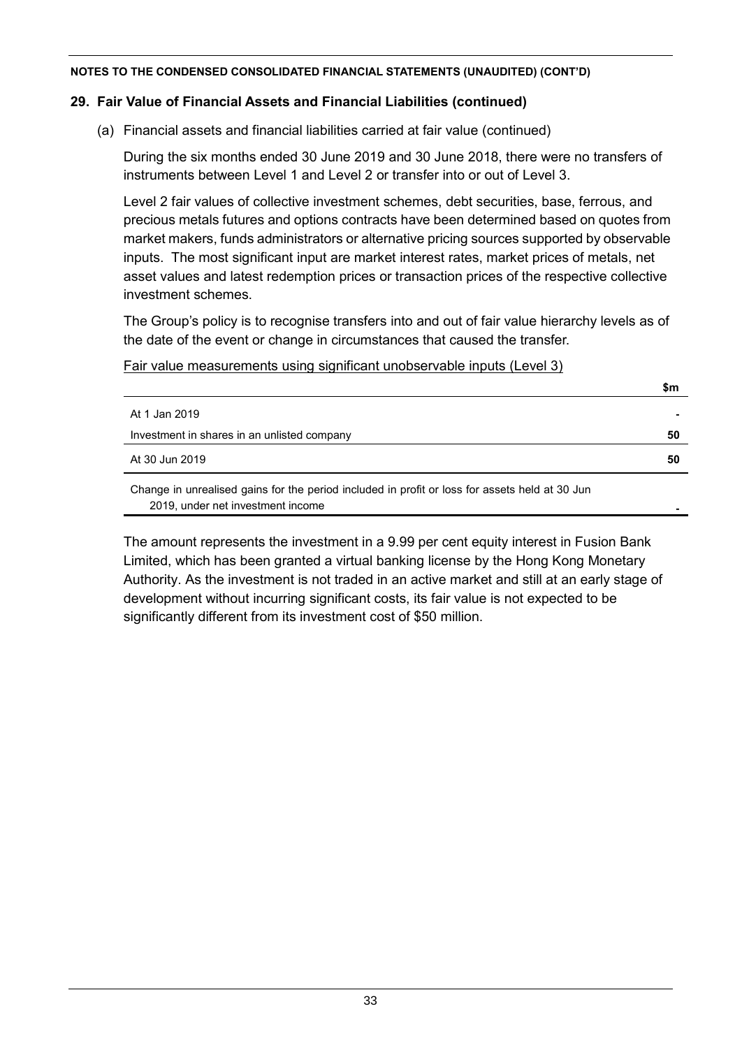**NOTES TO THE CONDENSED CONSOLIDATED FINANCIAL STATEMENTS (UNAUDITED) (CONT'D)**

## 29. Fair Value of Financial Assets and Financial Liabilities (continued)

(a) Financial assets and financial liabilities carried at fair value (continued)

During the six months ended 30 June 2019 and 30 June 2018, there were no transfers of instruments between Level 1 and Level 2 or transfer into or out of Level 3.

Level 2 fair values of collective investment schemes, debt securities, base, ferrous, and precious metals futures and options contracts have been determined based on quotes from market makers, funds administrators or alternative pricing sources supported by observable inputs. The most significant input are market interest rates, market prices of metals, net asset values and latest redemption prices or transaction prices of the respective collective investment schemes.

The Group's policy is to recognise transfers into and out of fair value hierarchy levels as of the date of the event or change in circumstances that caused the transfer.

Fair value measurements using significant unobservable inputs (Level 3)

| | $m |
|---|---|
| At 1 Jan 2019 | - |
| Investment in shares in an unlisted company | 50 |
| At 30 Jun 2019 | 50 |
| Change in unrealised gains for the period included in profit or loss for assets held at 30 Jun 2019, under net investment income | - |

The amount represents the investment in a 9.99 per cent equity interest in Fusion Bank Limited, which has been granted a virtual banking license by the Hong Kong Monetary Authority. As the investment is not traded in an active market and still at an early stage of development without incurring significant costs, its fair value is not expected to be significantly different from its investment cost of $50 million.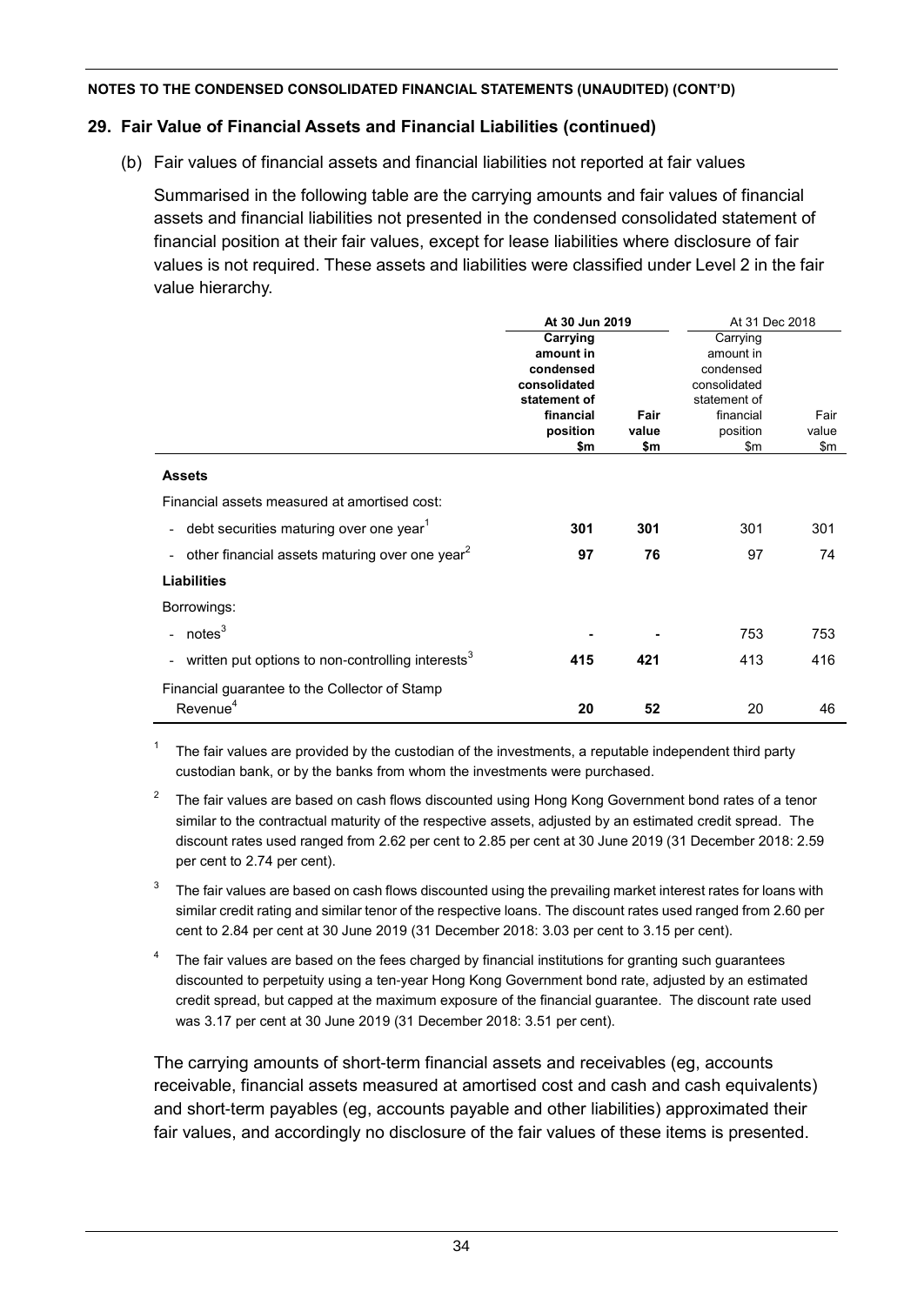NOTES TO THE CONDENSED CONSOLIDATED FINANCIAL STATEMENTS (UNAUDITED) (CONT'D)

## 29. Fair Value of Financial Assets and Financial Liabilities (continued)

(b) Fair values of financial assets and financial liabilities not reported at fair values

Summarised in the following table are the carrying amounts and fair values of financial assets and financial liabilities not presented in the condensed consolidated statement of financial position at their fair values, except for lease liabilities where disclosure of fair values is not required. These assets and liabilities were classified under Level 2 in the fair value hierarchy.

| | **At 30 Jun 2019** | | At 31 Dec 2018 | |
|---|---|---|---|---|
| | **Carrying amount in condensed consolidated statement of financial position $m** | **Fair value $m** | Carrying amount in condensed consolidated statement of financial position $m | Fair value $m |
| **Assets** | | | | |
| Financial assets measured at amortised cost: | | | | |
| - debt securities maturing over one year[1] | **301** | **301** | 301 | 301 |
| - other financial assets maturing over one year[2] | **97** | **76** | 97 | 74 |
| **Liabilities** | | | | |
| Borrowings: | | | | |
| - notes[3] | **-** | **-** | 753 | 753 |
| - written put options to non-controlling interests[3] | **415** | **421** | 413 | 416 |
| Financial guarantee to the Collector of Stamp Revenue[4] | **20** | **52** | 20 | 46 |

[1] The fair values are provided by the custodian of the investments, a reputable independent third party custodian bank, or by the banks from whom the investments were purchased.

[2] The fair values are based on cash flows discounted using Hong Kong Government bond rates of a tenor similar to the contractual maturity of the respective assets, adjusted by an estimated credit spread. The discount rates used ranged from 2.62 per cent to 2.85 per cent at 30 June 2019 (31 December 2018: 2.59 per cent to 2.74 per cent).

[3] The fair values are based on cash flows discounted using the prevailing market interest rates for loans with similar credit rating and similar tenor of the respective loans. The discount rates used ranged from 2.60 per cent to 2.84 per cent at 30 June 2019 (31 December 2018: 3.03 per cent to 3.15 per cent).

[4] The fair values are based on the fees charged by financial institutions for granting such guarantees discounted to perpetuity using a ten-year Hong Kong Government bond rate, adjusted by an estimated credit spread, but capped at the maximum exposure of the financial guarantee. The discount rate used was 3.17 per cent at 30 June 2019 (31 December 2018: 3.51 per cent).

The carrying amounts of short-term financial assets and receivables (eg, accounts receivable, financial assets measured at amortised cost and cash and cash equivalents) and short-term payables (eg, accounts payable and other liabilities) approximated their fair values, and accordingly no disclosure of the fair values of these items is presented.